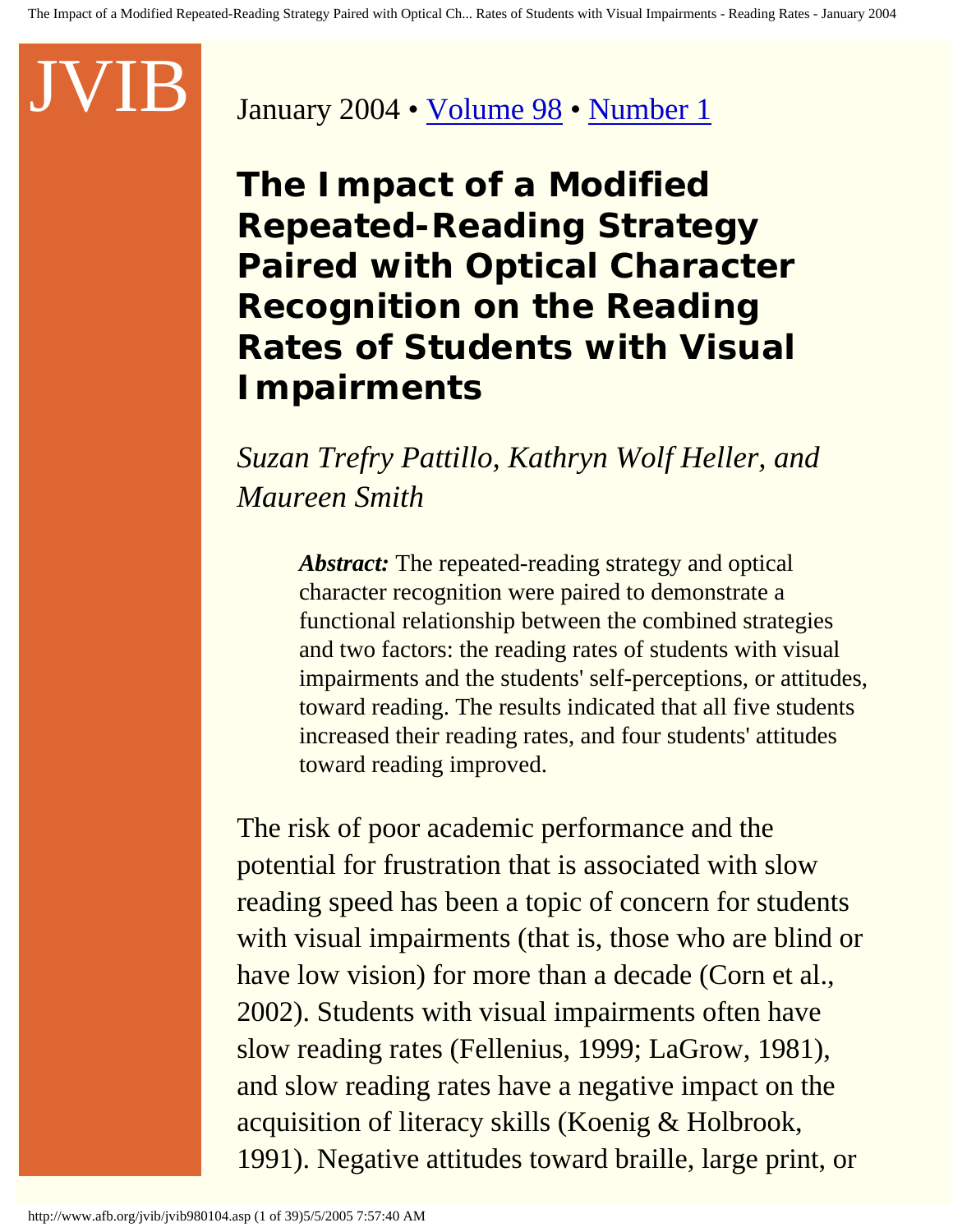JVIB

January 2004 • Volume 98 • Number 1

# The Impact of a Modified Repeated-Reading Strategy Paired with Optical Character Recognition on the Reading Rates of Students with Visual Impairments

*Suzan Trefry Pattillo, Kathryn Wolf Heller, and Maureen Smith*

> ***Abstract:*** The repeated-reading strategy and optical character recognition were paired to demonstrate a functional relationship between the combined strategies and two factors: the reading rates of students with visual impairments and the students' self-perceptions, or attitudes, toward reading. The results indicated that all five students increased their reading rates, and four students' attitudes toward reading improved.

The risk of poor academic performance and the potential for frustration that is associated with slow reading speed has been a topic of concern for students with visual impairments (that is, those who are blind or have low vision) for more than a decade (Corn et al., 2002). Students with visual impairments often have slow reading rates (Fellenius, 1999; LaGrow, 1981), and slow reading rates have a negative impact on the acquisition of literacy skills (Koenig & Holbrook, 1991). Negative attitudes toward braille, large print, or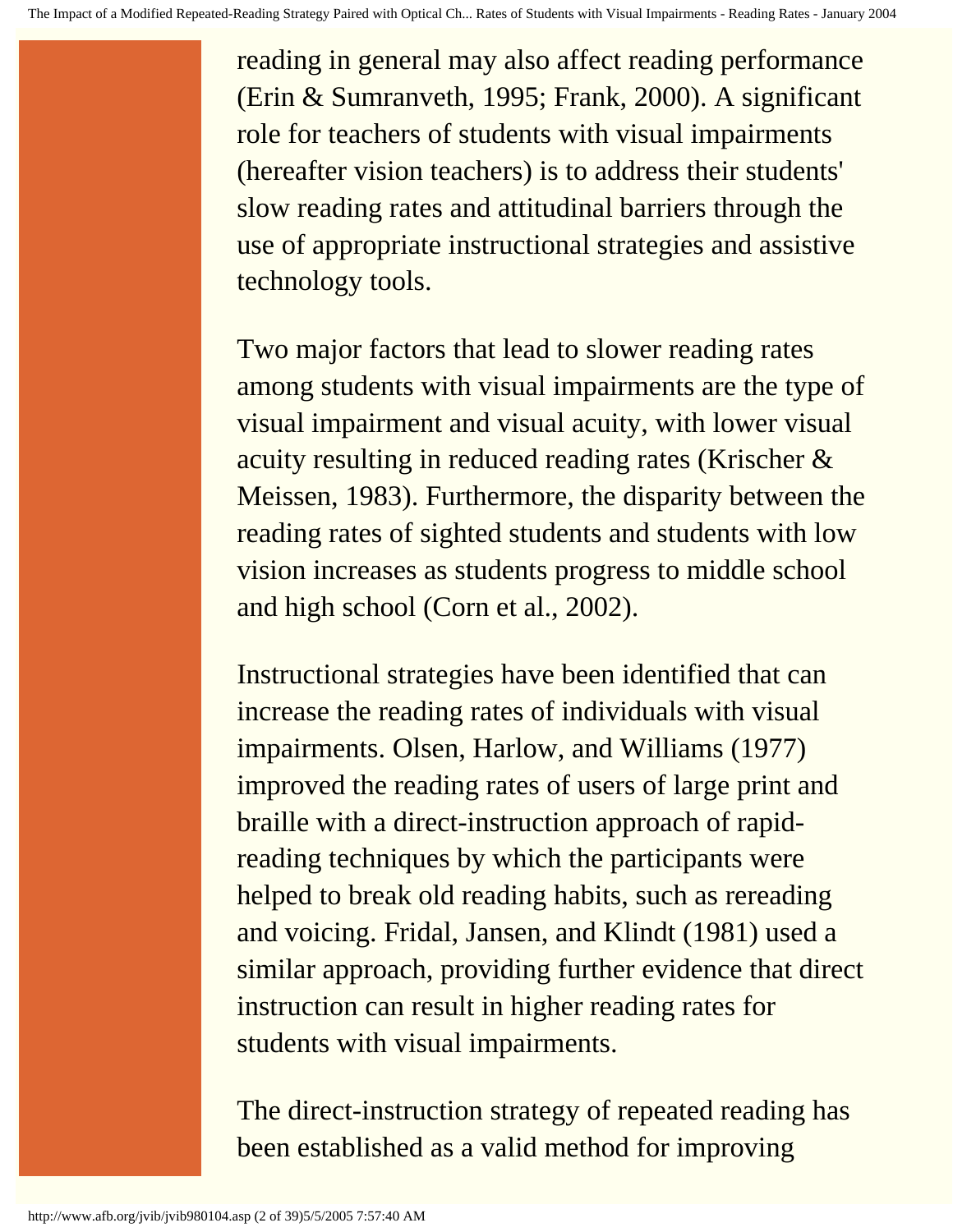reading in general may also affect reading performance (Erin & Sumranveth, 1995; Frank, 2000). A significant role for teachers of students with visual impairments (hereafter vision teachers) is to address their students' slow reading rates and attitudinal barriers through the use of appropriate instructional strategies and assistive technology tools.

Two major factors that lead to slower reading rates among students with visual impairments are the type of visual impairment and visual acuity, with lower visual acuity resulting in reduced reading rates (Krischer & Meissen, 1983). Furthermore, the disparity between the reading rates of sighted students and students with low vision increases as students progress to middle school and high school (Corn et al., 2002).

Instructional strategies have been identified that can increase the reading rates of individuals with visual impairments. Olsen, Harlow, and Williams (1977) improved the reading rates of users of large print and braille with a direct-instruction approach of rapid-reading techniques by which the participants were helped to break old reading habits, such as rereading and voicing. Fridal, Jansen, and Klindt (1981) used a similar approach, providing further evidence that direct instruction can result in higher reading rates for students with visual impairments.

The direct-instruction strategy of repeated reading has been established as a valid method for improving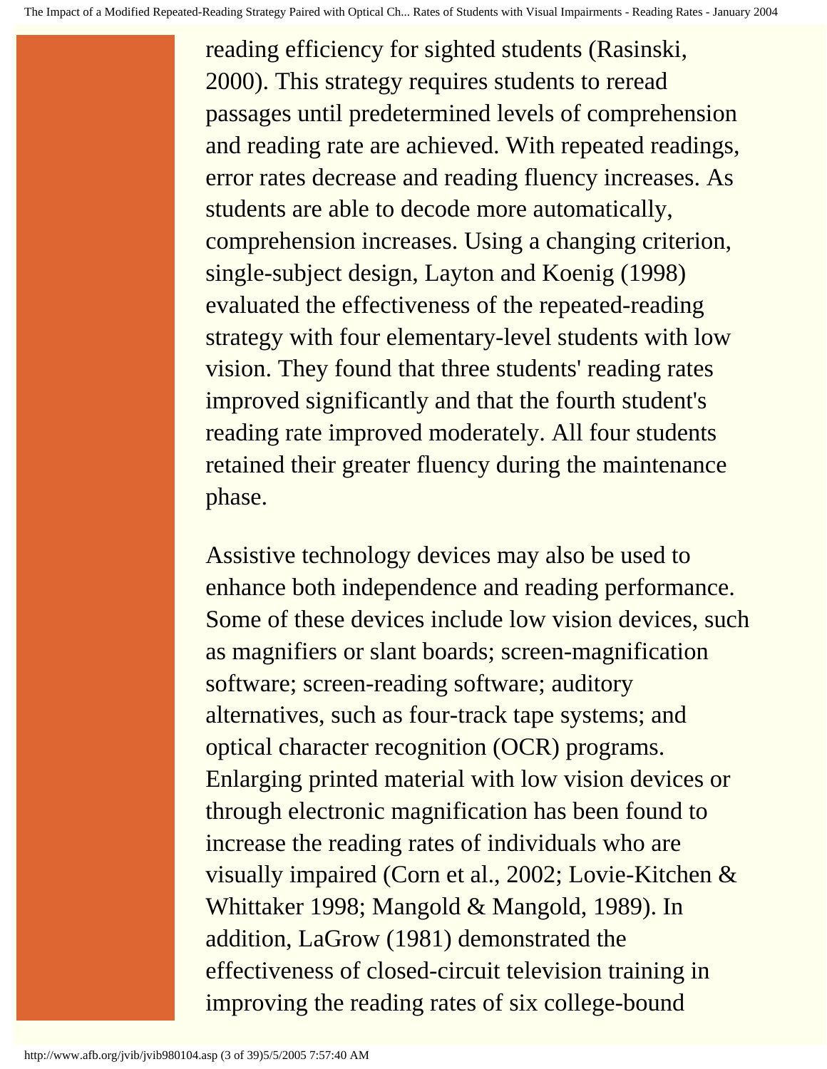reading efficiency for sighted students (Rasinski, 2000). This strategy requires students to reread passages until predetermined levels of comprehension and reading rate are achieved. With repeated readings, error rates decrease and reading fluency increases. As students are able to decode more automatically, comprehension increases. Using a changing criterion, single-subject design, Layton and Koenig (1998) evaluated the effectiveness of the repeated-reading strategy with four elementary-level students with low vision. They found that three students' reading rates improved significantly and that the fourth student's reading rate improved moderately. All four students retained their greater fluency during the maintenance phase.

Assistive technology devices may also be used to enhance both independence and reading performance. Some of these devices include low vision devices, such as magnifiers or slant boards; screen-magnification software; screen-reading software; auditory alternatives, such as four-track tape systems; and optical character recognition (OCR) programs. Enlarging printed material with low vision devices or through electronic magnification has been found to increase the reading rates of individuals who are visually impaired (Corn et al., 2002; Lovie-Kitchen & Whittaker 1998; Mangold & Mangold, 1989). In addition, LaGrow (1981) demonstrated the effectiveness of closed-circuit television training in improving the reading rates of six college-bound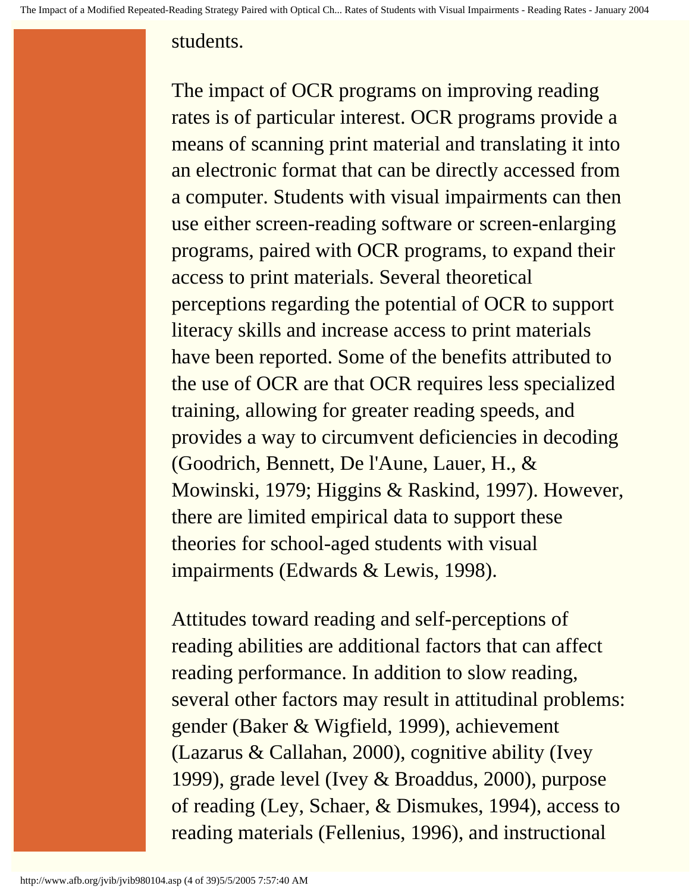students.

The impact of OCR programs on improving reading rates is of particular interest. OCR programs provide a means of scanning print material and translating it into an electronic format that can be directly accessed from a computer. Students with visual impairments can then use either screen-reading software or screen-enlarging programs, paired with OCR programs, to expand their access to print materials. Several theoretical perceptions regarding the potential of OCR to support literacy skills and increase access to print materials have been reported. Some of the benefits attributed to the use of OCR are that OCR requires less specialized training, allowing for greater reading speeds, and provides a way to circumvent deficiencies in decoding (Goodrich, Bennett, De l'Aune, Lauer, H., & Mowinski, 1979; Higgins & Raskind, 1997). However, there are limited empirical data to support these theories for school-aged students with visual impairments (Edwards & Lewis, 1998).

Attitudes toward reading and self-perceptions of reading abilities are additional factors that can affect reading performance. In addition to slow reading, several other factors may result in attitudinal problems: gender (Baker & Wigfield, 1999), achievement (Lazarus & Callahan, 2000), cognitive ability (Ivey 1999), grade level (Ivey & Broaddus, 2000), purpose of reading (Ley, Schaer, & Dismukes, 1994), access to reading materials (Fellenius, 1996), and instructional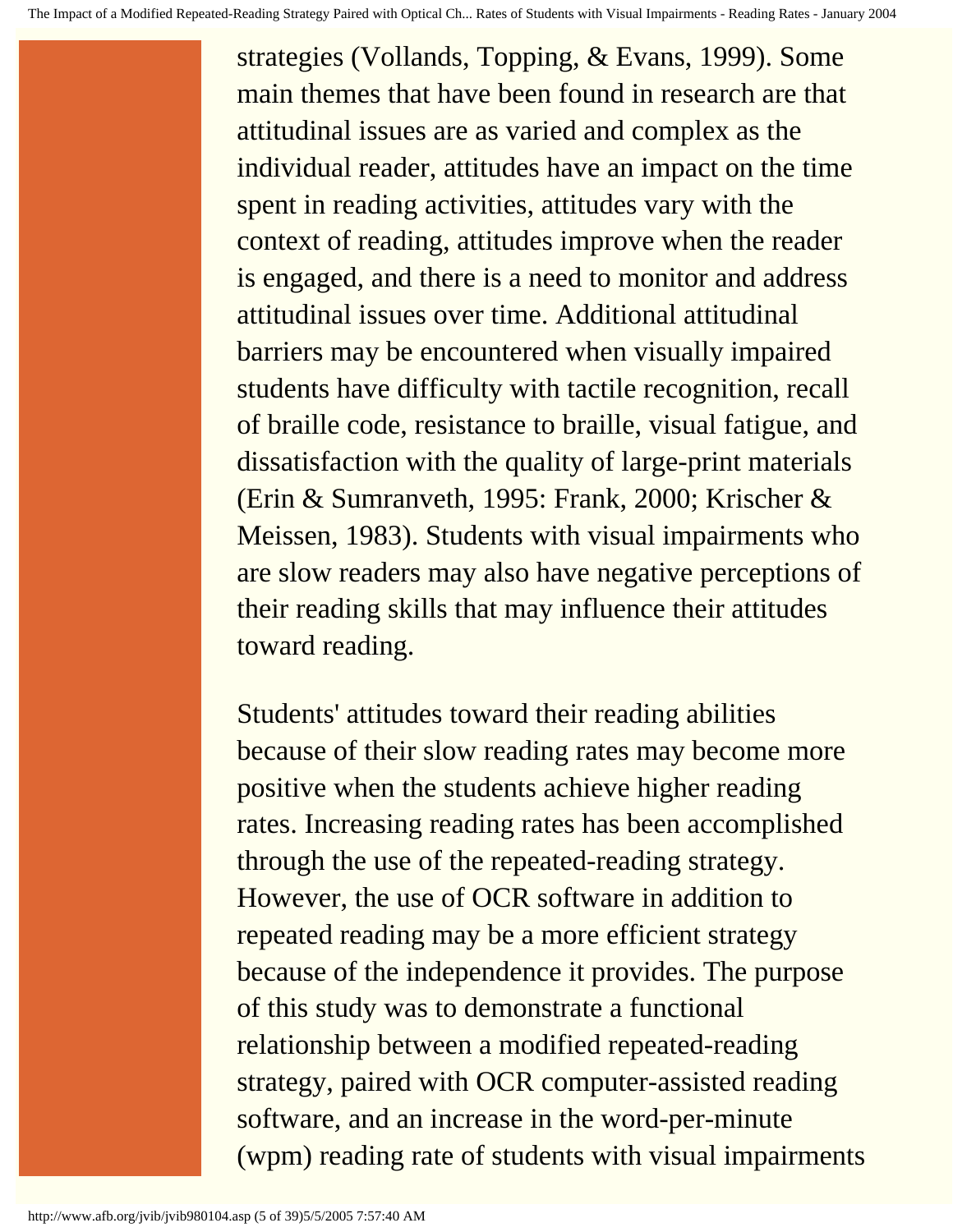strategies (Vollands, Topping, & Evans, 1999). Some main themes that have been found in research are that attitudinal issues are as varied and complex as the individual reader, attitudes have an impact on the time spent in reading activities, attitudes vary with the context of reading, attitudes improve when the reader is engaged, and there is a need to monitor and address attitudinal issues over time. Additional attitudinal barriers may be encountered when visually impaired students have difficulty with tactile recognition, recall of braille code, resistance to braille, visual fatigue, and dissatisfaction with the quality of large-print materials (Erin & Sumranveth, 1995: Frank, 2000; Krischer & Meissen, 1983). Students with visual impairments who are slow readers may also have negative perceptions of their reading skills that may influence their attitudes toward reading.

Students' attitudes toward their reading abilities because of their slow reading rates may become more positive when the students achieve higher reading rates. Increasing reading rates has been accomplished through the use of the repeated-reading strategy. However, the use of OCR software in addition to repeated reading may be a more efficient strategy because of the independence it provides. The purpose of this study was to demonstrate a functional relationship between a modified repeated-reading strategy, paired with OCR computer-assisted reading software, and an increase in the word-per-minute (wpm) reading rate of students with visual impairments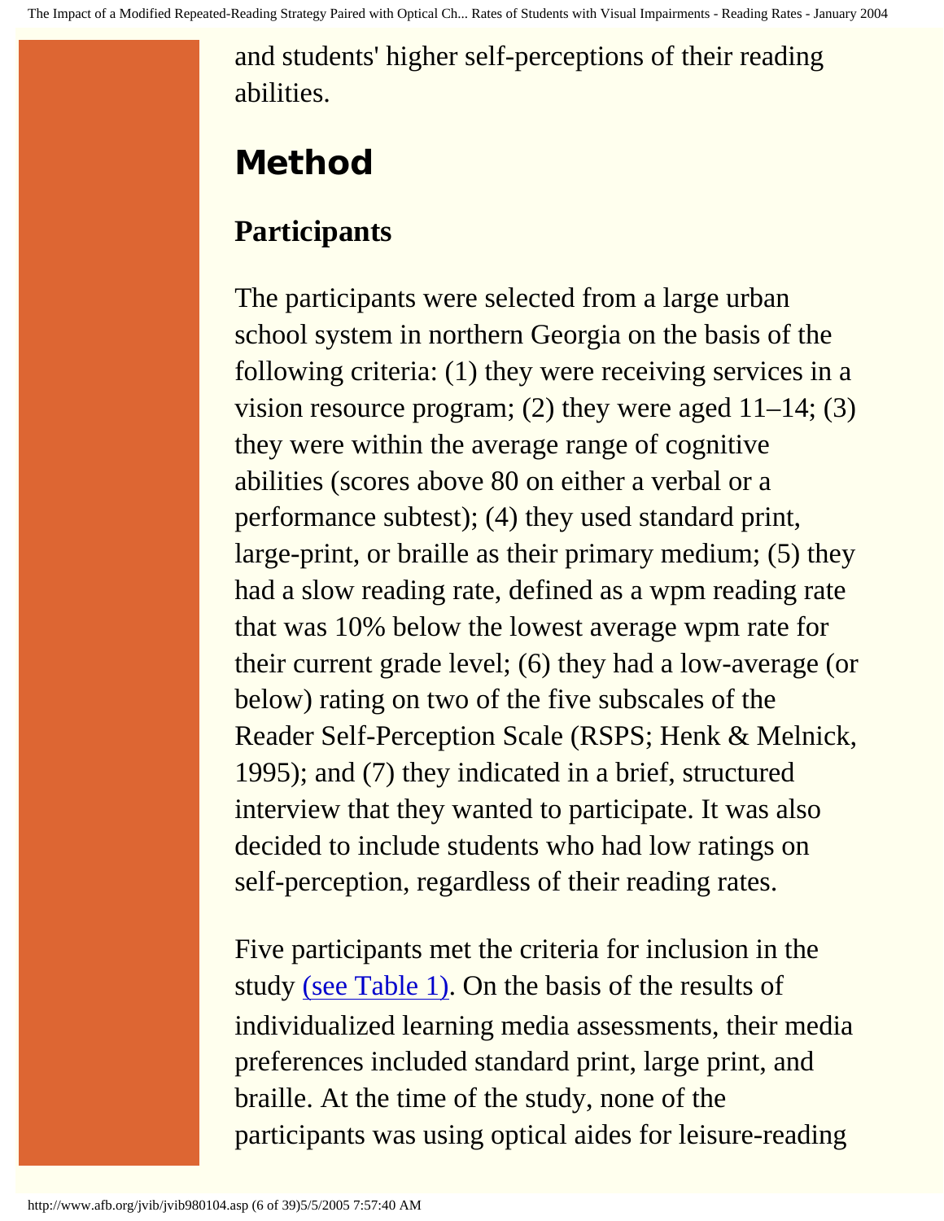and students' higher self-perceptions of their reading abilities.

# Method

## Participants

The participants were selected from a large urban school system in northern Georgia on the basis of the following criteria: (1) they were receiving services in a vision resource program; (2) they were aged 11–14; (3) they were within the average range of cognitive abilities (scores above 80 on either a verbal or a performance subtest); (4) they used standard print, large-print, or braille as their primary medium; (5) they had a slow reading rate, defined as a wpm reading rate that was 10% below the lowest average wpm rate for their current grade level; (6) they had a low-average (or below) rating on two of the five subscales of the Reader Self-Perception Scale (RSPS; Henk & Melnick, 1995); and (7) they indicated in a brief, structured interview that they wanted to participate. It was also decided to include students who had low ratings on self-perception, regardless of their reading rates.

Five participants met the criteria for inclusion in the study (see Table 1). On the basis of the results of individualized learning media assessments, their media preferences included standard print, large print, and braille. At the time of the study, none of the participants was using optical aides for leisure-reading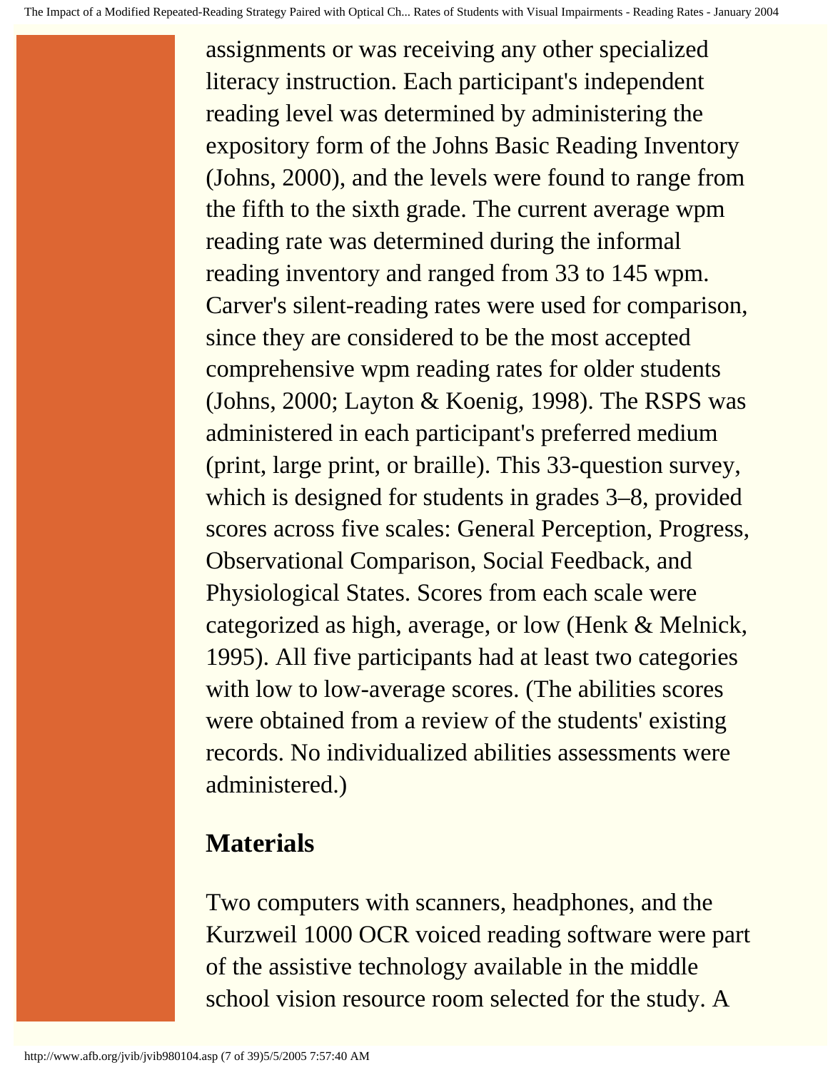assignments or was receiving any other specialized literacy instruction. Each participant's independent reading level was determined by administering the expository form of the Johns Basic Reading Inventory (Johns, 2000), and the levels were found to range from the fifth to the sixth grade. The current average wpm reading rate was determined during the informal reading inventory and ranged from 33 to 145 wpm. Carver's silent-reading rates were used for comparison, since they are considered to be the most accepted comprehensive wpm reading rates for older students (Johns, 2000; Layton & Koenig, 1998). The RSPS was administered in each participant's preferred medium (print, large print, or braille). This 33-question survey, which is designed for students in grades 3–8, provided scores across five scales: General Perception, Progress, Observational Comparison, Social Feedback, and Physiological States. Scores from each scale were categorized as high, average, or low (Henk & Melnick, 1995). All five participants had at least two categories with low to low-average scores. (The abilities scores were obtained from a review of the students' existing records. No individualized abilities assessments were administered.)

## Materials

Two computers with scanners, headphones, and the Kurzweil 1000 OCR voiced reading software were part of the assistive technology available in the middle school vision resource room selected for the study. A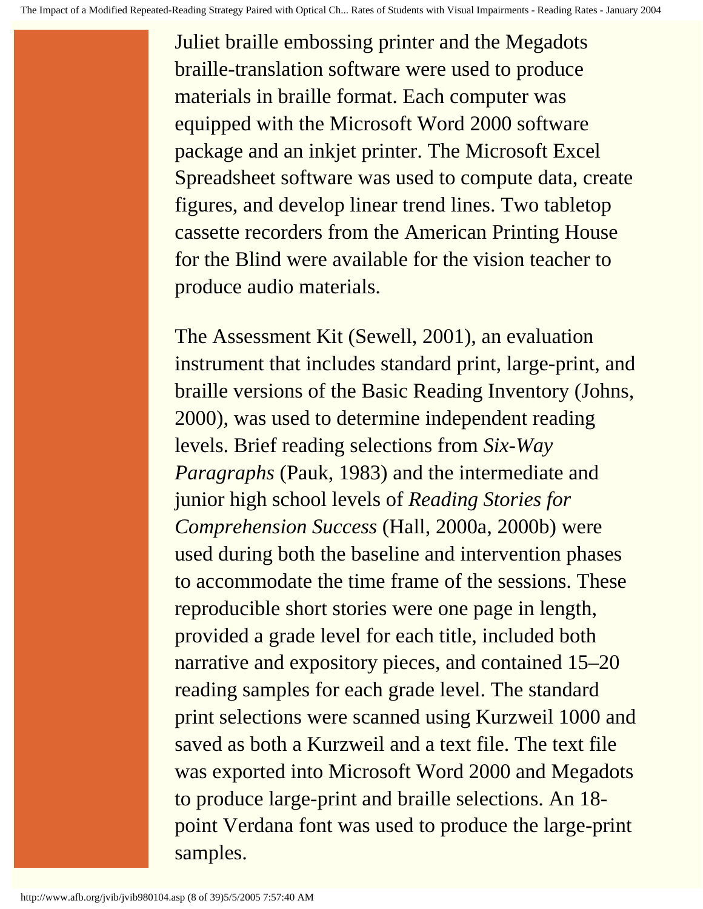Juliet braille embossing printer and the Megadots braille-translation software were used to produce materials in braille format. Each computer was equipped with the Microsoft Word 2000 software package and an inkjet printer. The Microsoft Excel Spreadsheet software was used to compute data, create figures, and develop linear trend lines. Two tabletop cassette recorders from the American Printing House for the Blind were available for the vision teacher to produce audio materials.

The Assessment Kit (Sewell, 2001), an evaluation instrument that includes standard print, large-print, and braille versions of the Basic Reading Inventory (Johns, 2000), was used to determine independent reading levels. Brief reading selections from *Six-Way Paragraphs* (Pauk, 1983) and the intermediate and junior high school levels of *Reading Stories for Comprehension Success* (Hall, 2000a, 2000b) were used during both the baseline and intervention phases to accommodate the time frame of the sessions. These reproducible short stories were one page in length, provided a grade level for each title, included both narrative and expository pieces, and contained 15–20 reading samples for each grade level. The standard print selections were scanned using Kurzweil 1000 and saved as both a Kurzweil and a text file. The text file was exported into Microsoft Word 2000 and Megadots to produce large-print and braille selections. An 18-point Verdana font was used to produce the large-print samples.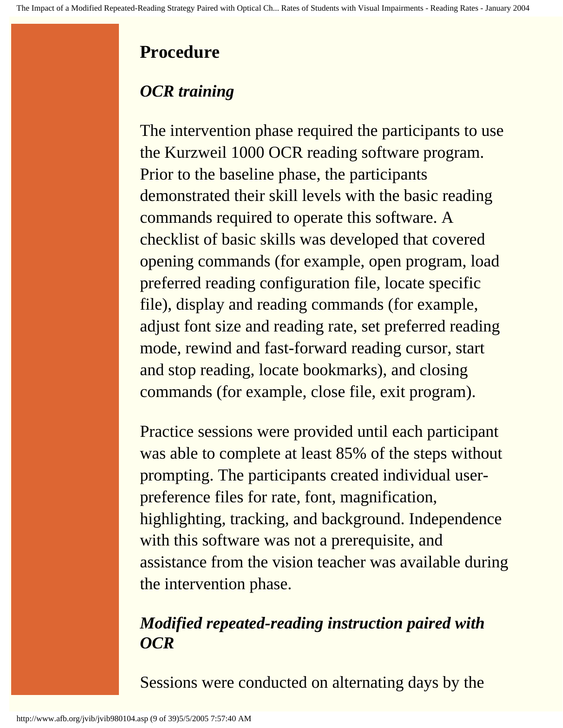## Procedure

### *OCR training*

The intervention phase required the participants to use the Kurzweil 1000 OCR reading software program. Prior to the baseline phase, the participants demonstrated their skill levels with the basic reading commands required to operate this software. A checklist of basic skills was developed that covered opening commands (for example, open program, load preferred reading configuration file, locate specific file), display and reading commands (for example, adjust font size and reading rate, set preferred reading mode, rewind and fast-forward reading cursor, start and stop reading, locate bookmarks), and closing commands (for example, close file, exit program).

Practice sessions were provided until each participant was able to complete at least 85% of the steps without prompting. The participants created individual user-preference files for rate, font, magnification, highlighting, tracking, and background. Independence with this software was not a prerequisite, and assistance from the vision teacher was available during the intervention phase.

### *Modified repeated-reading instruction paired with OCR*

Sessions were conducted on alternating days by the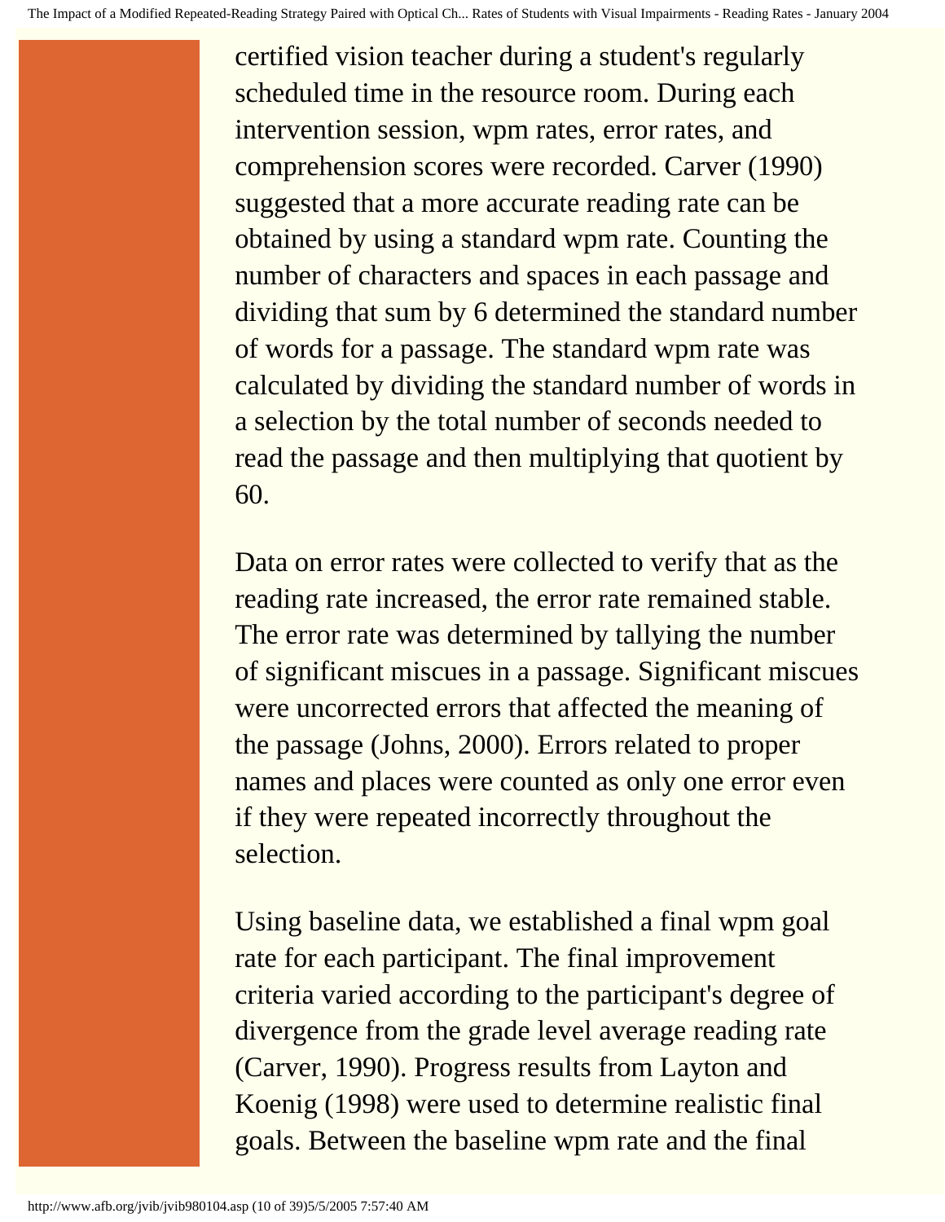certified vision teacher during a student's regularly scheduled time in the resource room. During each intervention session, wpm rates, error rates, and comprehension scores were recorded. Carver (1990) suggested that a more accurate reading rate can be obtained by using a standard wpm rate. Counting the number of characters and spaces in each passage and dividing that sum by 6 determined the standard number of words for a passage. The standard wpm rate was calculated by dividing the standard number of words in a selection by the total number of seconds needed to read the passage and then multiplying that quotient by 60.

Data on error rates were collected to verify that as the reading rate increased, the error rate remained stable. The error rate was determined by tallying the number of significant miscues in a passage. Significant miscues were uncorrected errors that affected the meaning of the passage (Johns, 2000). Errors related to proper names and places were counted as only one error even if they were repeated incorrectly throughout the selection.

Using baseline data, we established a final wpm goal rate for each participant. The final improvement criteria varied according to the participant's degree of divergence from the grade level average reading rate (Carver, 1990). Progress results from Layton and Koenig (1998) were used to determine realistic final goals. Between the baseline wpm rate and the final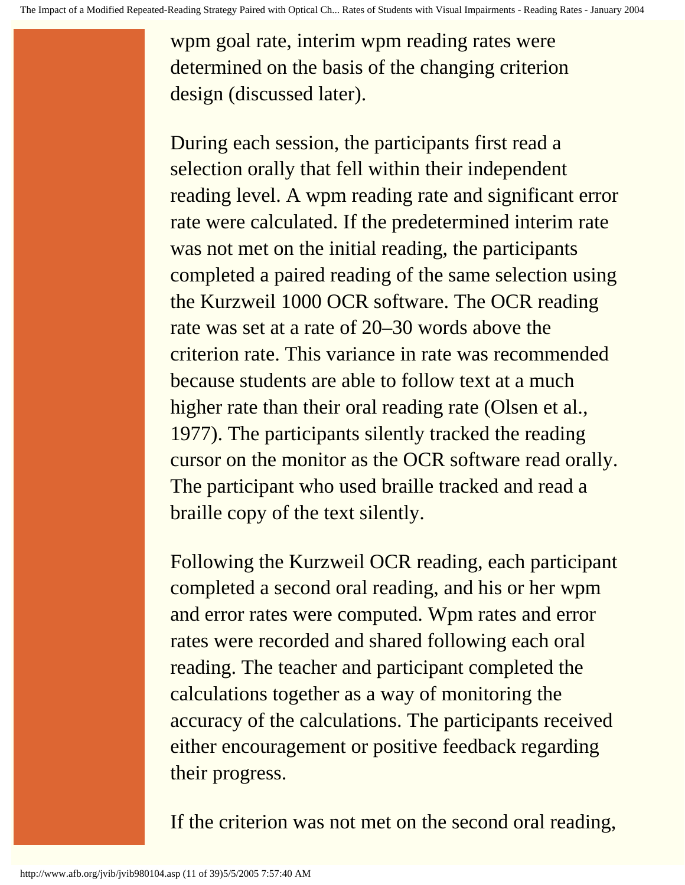wpm goal rate, interim wpm reading rates were determined on the basis of the changing criterion design (discussed later).

During each session, the participants first read a selection orally that fell within their independent reading level. A wpm reading rate and significant error rate were calculated. If the predetermined interim rate was not met on the initial reading, the participants completed a paired reading of the same selection using the Kurzweil 1000 OCR software. The OCR reading rate was set at a rate of 20–30 words above the criterion rate. This variance in rate was recommended because students are able to follow text at a much higher rate than their oral reading rate (Olsen et al., 1977). The participants silently tracked the reading cursor on the monitor as the OCR software read orally. The participant who used braille tracked and read a braille copy of the text silently.

Following the Kurzweil OCR reading, each participant completed a second oral reading, and his or her wpm and error rates were computed. Wpm rates and error rates were recorded and shared following each oral reading. The teacher and participant completed the calculations together as a way of monitoring the accuracy of the calculations. The participants received either encouragement or positive feedback regarding their progress.

If the criterion was not met on the second oral reading,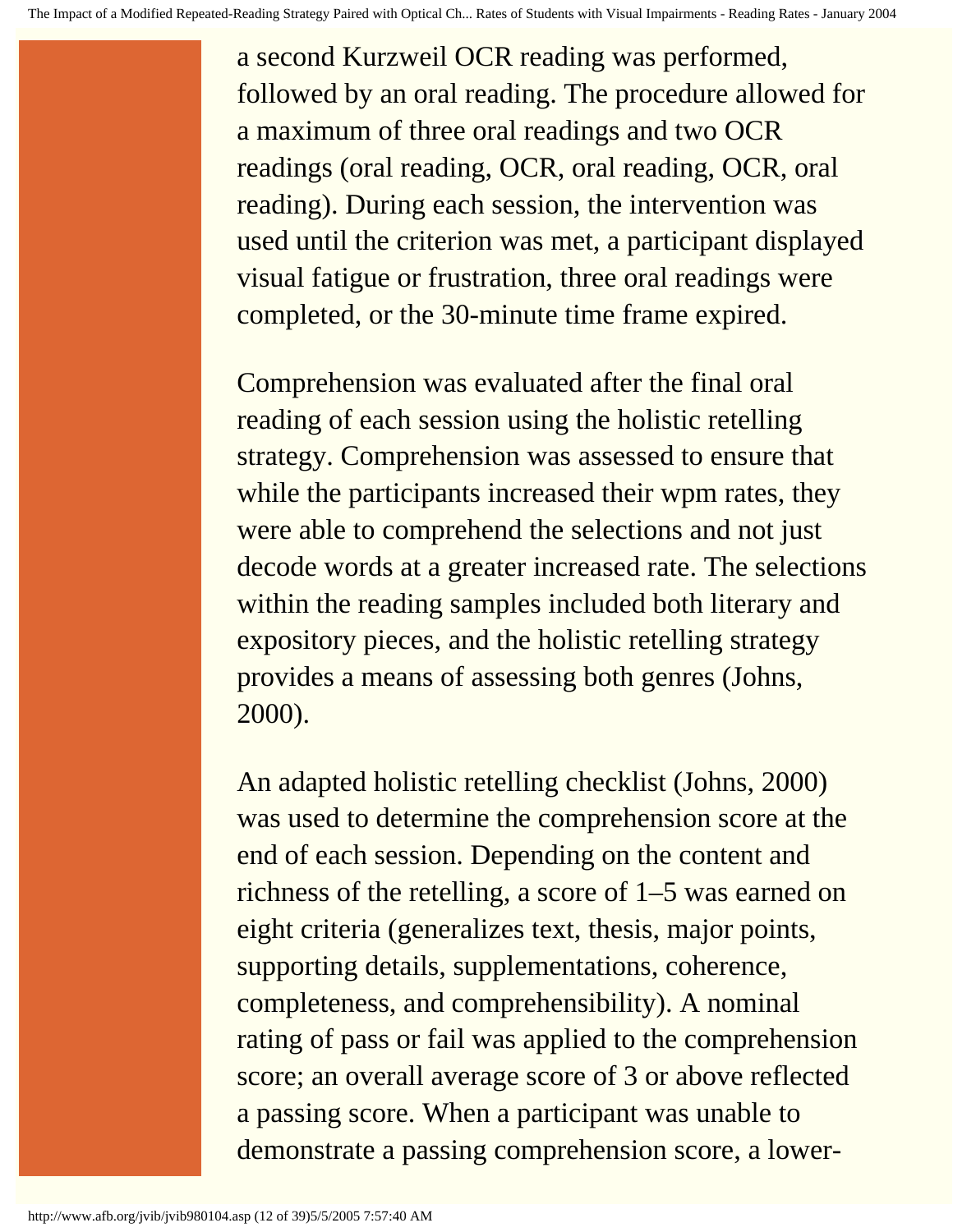a second Kurzweil OCR reading was performed, followed by an oral reading. The procedure allowed for a maximum of three oral readings and two OCR readings (oral reading, OCR, oral reading, OCR, oral reading). During each session, the intervention was used until the criterion was met, a participant displayed visual fatigue or frustration, three oral readings were completed, or the 30-minute time frame expired.

Comprehension was evaluated after the final oral reading of each session using the holistic retelling strategy. Comprehension was assessed to ensure that while the participants increased their wpm rates, they were able to comprehend the selections and not just decode words at a greater increased rate. The selections within the reading samples included both literary and expository pieces, and the holistic retelling strategy provides a means of assessing both genres (Johns, 2000).

An adapted holistic retelling checklist (Johns, 2000) was used to determine the comprehension score at the end of each session. Depending on the content and richness of the retelling, a score of 1–5 was earned on eight criteria (generalizes text, thesis, major points, supporting details, supplementations, coherence, completeness, and comprehensibility). A nominal rating of pass or fail was applied to the comprehension score; an overall average score of 3 or above reflected a passing score. When a participant was unable to demonstrate a passing comprehension score, a lower-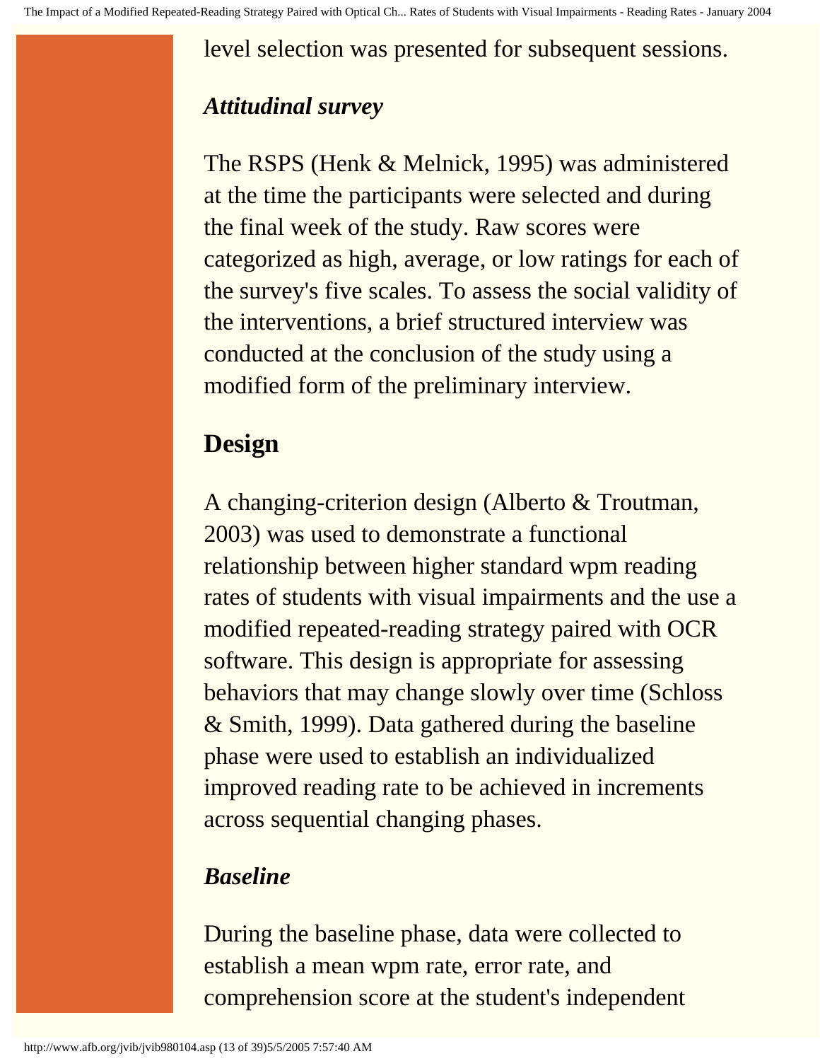level selection was presented for subsequent sessions.

### *Attitudinal survey*

The RSPS (Henk & Melnick, 1995) was administered at the time the participants were selected and during the final week of the study. Raw scores were categorized as high, average, or low ratings for each of the survey's five scales. To assess the social validity of the interventions, a brief structured interview was conducted at the conclusion of the study using a modified form of the preliminary interview.

## Design

A changing-criterion design (Alberto & Troutman, 2003) was used to demonstrate a functional relationship between higher standard wpm reading rates of students with visual impairments and the use a modified repeated-reading strategy paired with OCR software. This design is appropriate for assessing behaviors that may change slowly over time (Schloss & Smith, 1999). Data gathered during the baseline phase were used to establish an individualized improved reading rate to be achieved in increments across sequential changing phases.

### *Baseline*

During the baseline phase, data were collected to establish a mean wpm rate, error rate, and comprehension score at the student's independent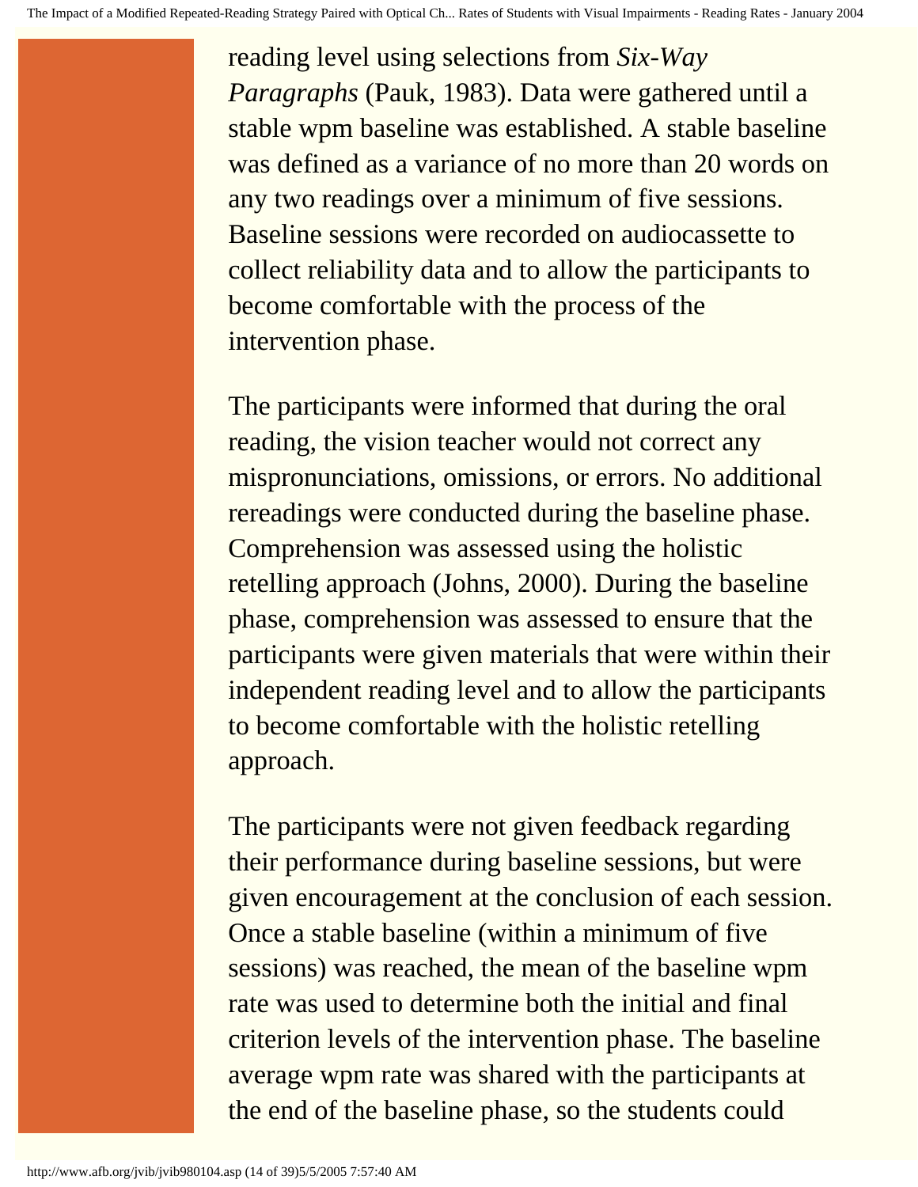reading level using selections from *Six-Way Paragraphs* (Pauk, 1983). Data were gathered until a stable wpm baseline was established. A stable baseline was defined as a variance of no more than 20 words on any two readings over a minimum of five sessions. Baseline sessions were recorded on audiocassette to collect reliability data and to allow the participants to become comfortable with the process of the intervention phase.

The participants were informed that during the oral reading, the vision teacher would not correct any mispronunciations, omissions, or errors. No additional rereadings were conducted during the baseline phase. Comprehension was assessed using the holistic retelling approach (Johns, 2000). During the baseline phase, comprehension was assessed to ensure that the participants were given materials that were within their independent reading level and to allow the participants to become comfortable with the holistic retelling approach.

The participants were not given feedback regarding their performance during baseline sessions, but were given encouragement at the conclusion of each session. Once a stable baseline (within a minimum of five sessions) was reached, the mean of the baseline wpm rate was used to determine both the initial and final criterion levels of the intervention phase. The baseline average wpm rate was shared with the participants at the end of the baseline phase, so the students could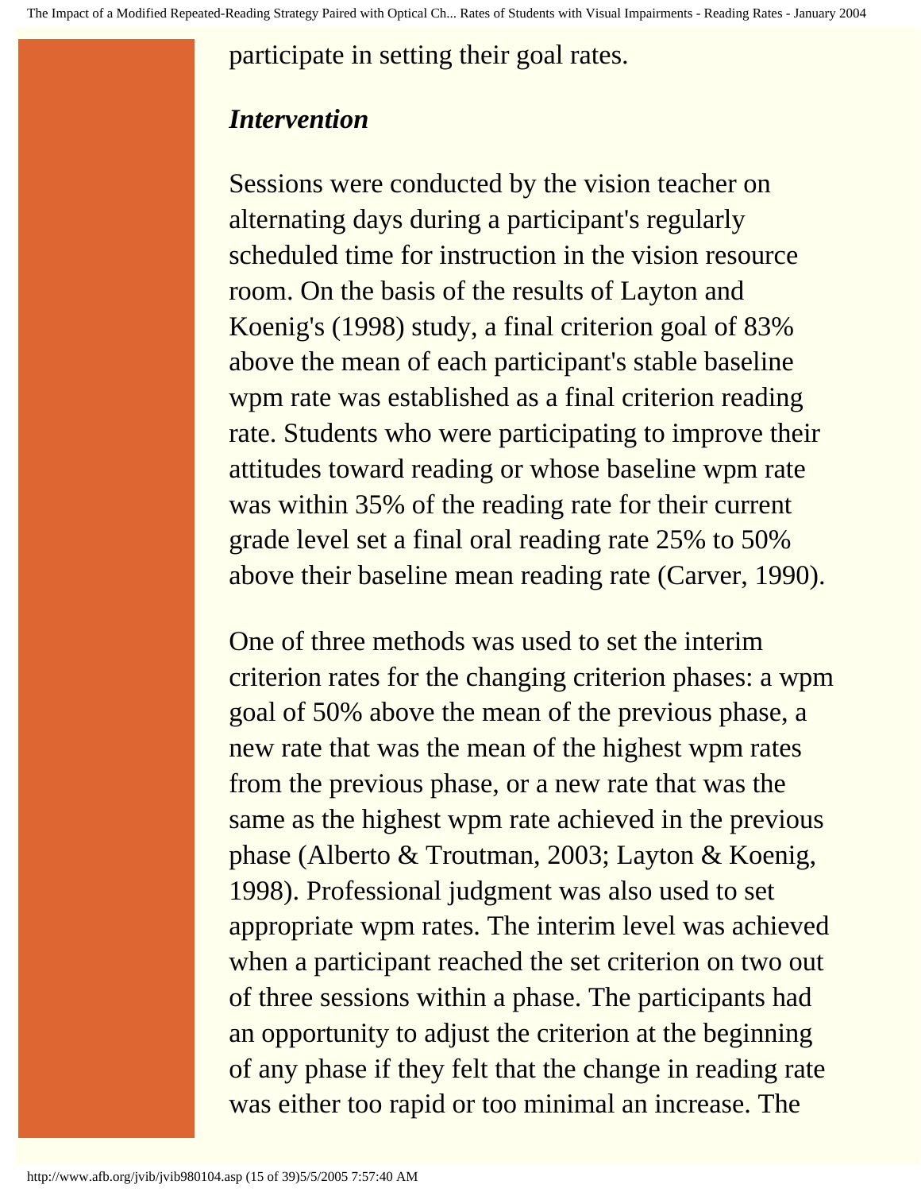participate in setting their goal rates.

### *Intervention*

Sessions were conducted by the vision teacher on alternating days during a participant's regularly scheduled time for instruction in the vision resource room. On the basis of the results of Layton and Koenig's (1998) study, a final criterion goal of 83% above the mean of each participant's stable baseline wpm rate was established as a final criterion reading rate. Students who were participating to improve their attitudes toward reading or whose baseline wpm rate was within 35% of the reading rate for their current grade level set a final oral reading rate 25% to 50% above their baseline mean reading rate (Carver, 1990).

One of three methods was used to set the interim criterion rates for the changing criterion phases: a wpm goal of 50% above the mean of the previous phase, a new rate that was the mean of the highest wpm rates from the previous phase, or a new rate that was the same as the highest wpm rate achieved in the previous phase (Alberto & Troutman, 2003; Layton & Koenig, 1998). Professional judgment was also used to set appropriate wpm rates. The interim level was achieved when a participant reached the set criterion on two out of three sessions within a phase. The participants had an opportunity to adjust the criterion at the beginning of any phase if they felt that the change in reading rate was either too rapid or too minimal an increase. The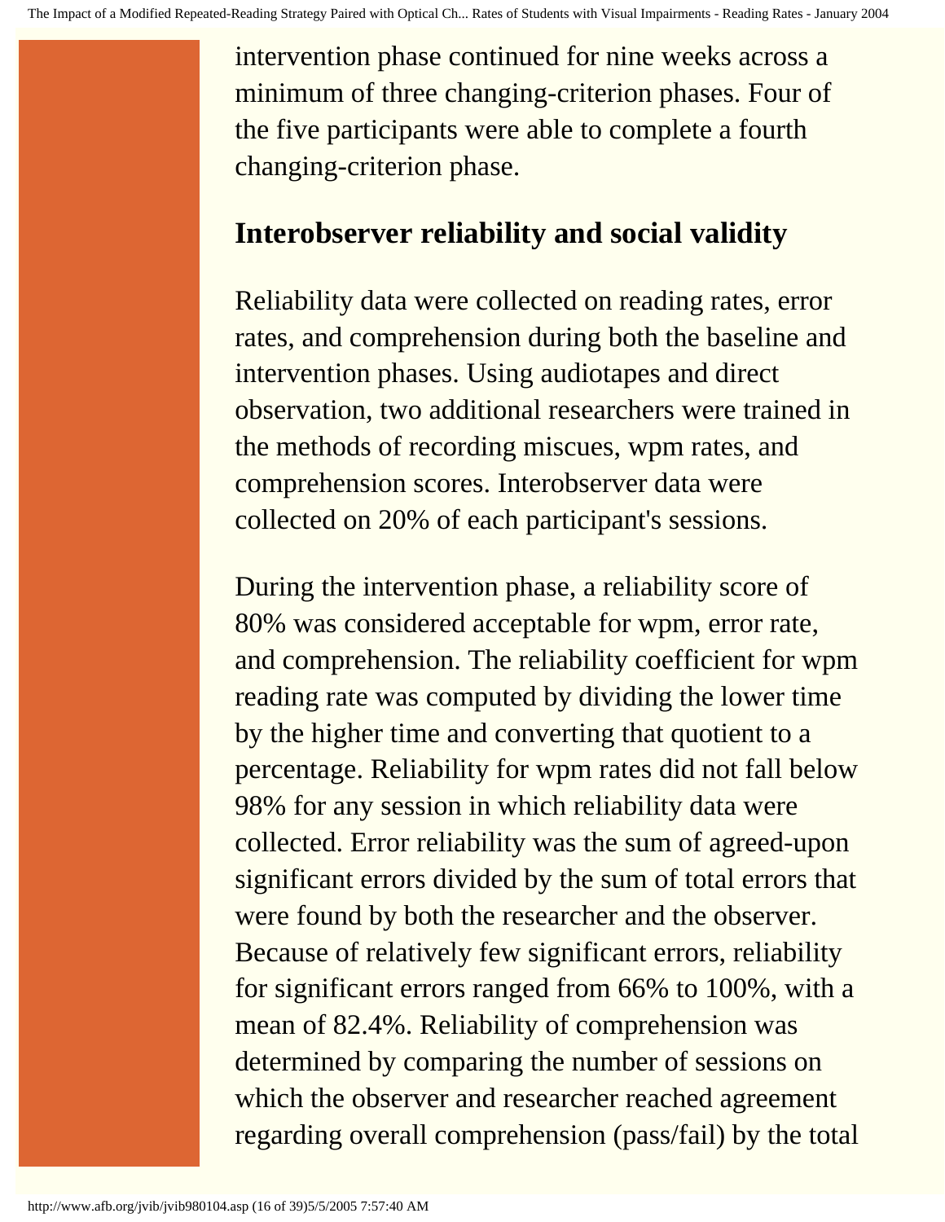intervention phase continued for nine weeks across a minimum of three changing-criterion phases. Four of the five participants were able to complete a fourth changing-criterion phase.

### Interobserver reliability and social validity

Reliability data were collected on reading rates, error rates, and comprehension during both the baseline and intervention phases. Using audiotapes and direct observation, two additional researchers were trained in the methods of recording miscues, wpm rates, and comprehension scores. Interobserver data were collected on 20% of each participant's sessions.

During the intervention phase, a reliability score of 80% was considered acceptable for wpm, error rate, and comprehension. The reliability coefficient for wpm reading rate was computed by dividing the lower time by the higher time and converting that quotient to a percentage. Reliability for wpm rates did not fall below 98% for any session in which reliability data were collected. Error reliability was the sum of agreed-upon significant errors divided by the sum of total errors that were found by both the researcher and the observer. Because of relatively few significant errors, reliability for significant errors ranged from 66% to 100%, with a mean of 82.4%. Reliability of comprehension was determined by comparing the number of sessions on which the observer and researcher reached agreement regarding overall comprehension (pass/fail) by the total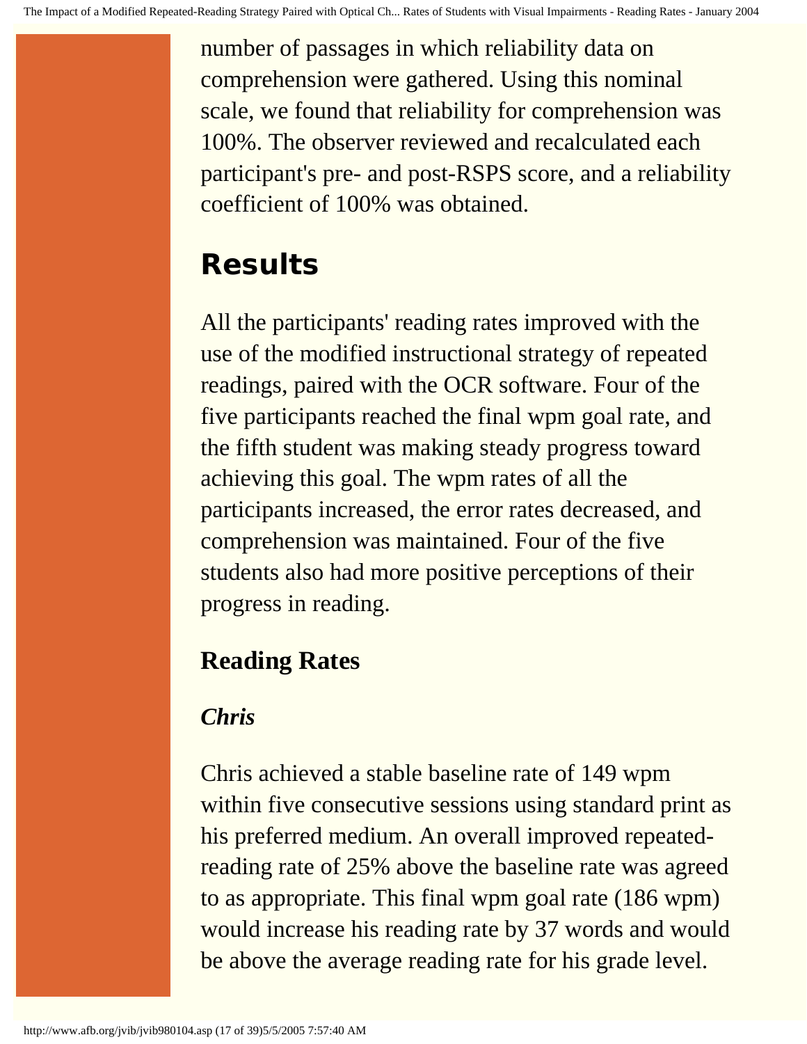number of passages in which reliability data on comprehension were gathered. Using this nominal scale, we found that reliability for comprehension was 100%. The observer reviewed and recalculated each participant's pre- and post-RSPS score, and a reliability coefficient of 100% was obtained.

## Results

All the participants' reading rates improved with the use of the modified instructional strategy of repeated readings, paired with the OCR software. Four of the five participants reached the final wpm goal rate, and the fifth student was making steady progress toward achieving this goal. The wpm rates of all the participants increased, the error rates decreased, and comprehension was maintained. Four of the five students also had more positive perceptions of their progress in reading.

### Reading Rates

#### *Chris*

Chris achieved a stable baseline rate of 149 wpm within five consecutive sessions using standard print as his preferred medium. An overall improved repeated-reading rate of 25% above the baseline rate was agreed to as appropriate. This final wpm goal rate (186 wpm) would increase his reading rate by 37 words and would be above the average reading rate for his grade level.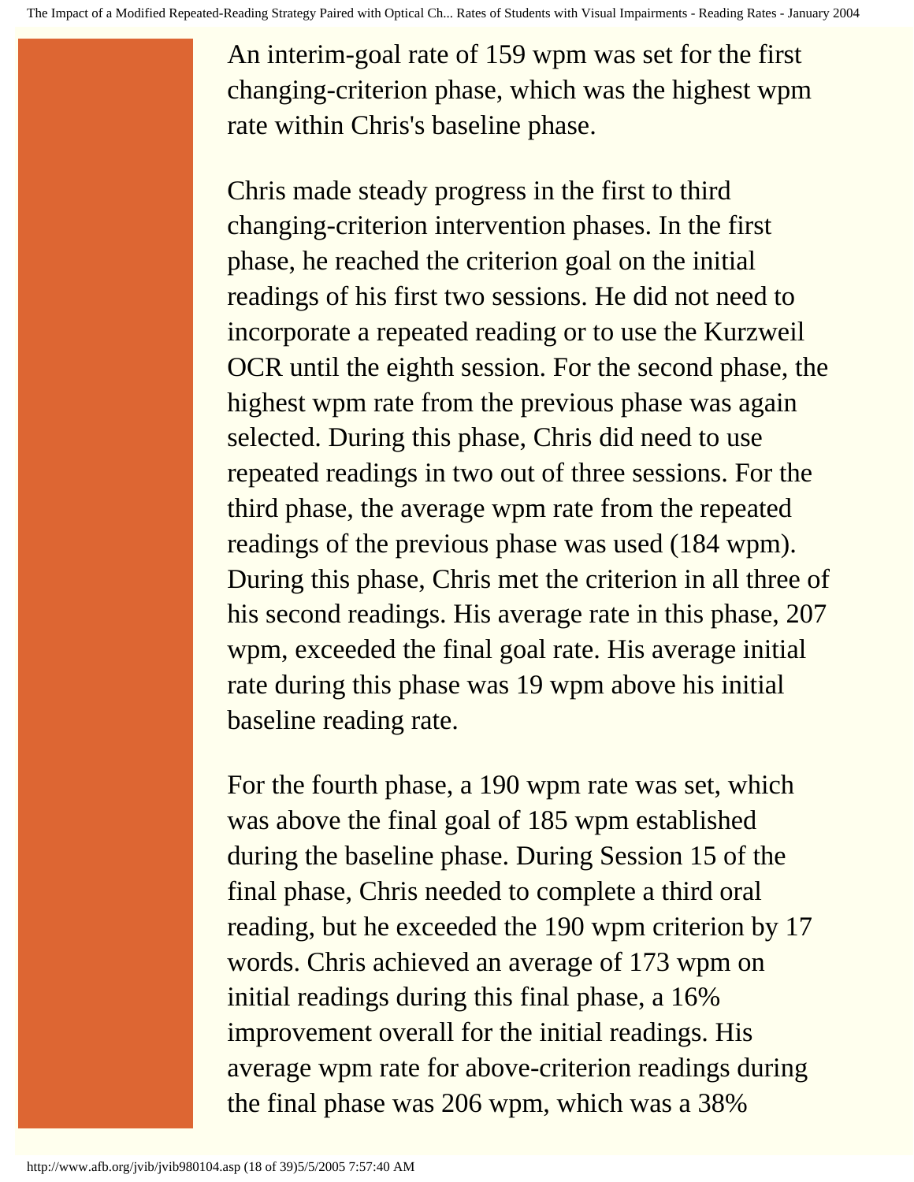An interim-goal rate of 159 wpm was set for the first changing-criterion phase, which was the highest wpm rate within Chris's baseline phase.

Chris made steady progress in the first to third changing-criterion intervention phases. In the first phase, he reached the criterion goal on the initial readings of his first two sessions. He did not need to incorporate a repeated reading or to use the Kurzweil OCR until the eighth session. For the second phase, the highest wpm rate from the previous phase was again selected. During this phase, Chris did need to use repeated readings in two out of three sessions. For the third phase, the average wpm rate from the repeated readings of the previous phase was used (184 wpm). During this phase, Chris met the criterion in all three of his second readings. His average rate in this phase, 207 wpm, exceeded the final goal rate. His average initial rate during this phase was 19 wpm above his initial baseline reading rate.

For the fourth phase, a 190 wpm rate was set, which was above the final goal of 185 wpm established during the baseline phase. During Session 15 of the final phase, Chris needed to complete a third oral reading, but he exceeded the 190 wpm criterion by 17 words. Chris achieved an average of 173 wpm on initial readings during this final phase, a 16% improvement overall for the initial readings. His average wpm rate for above-criterion readings during the final phase was 206 wpm, which was a 38%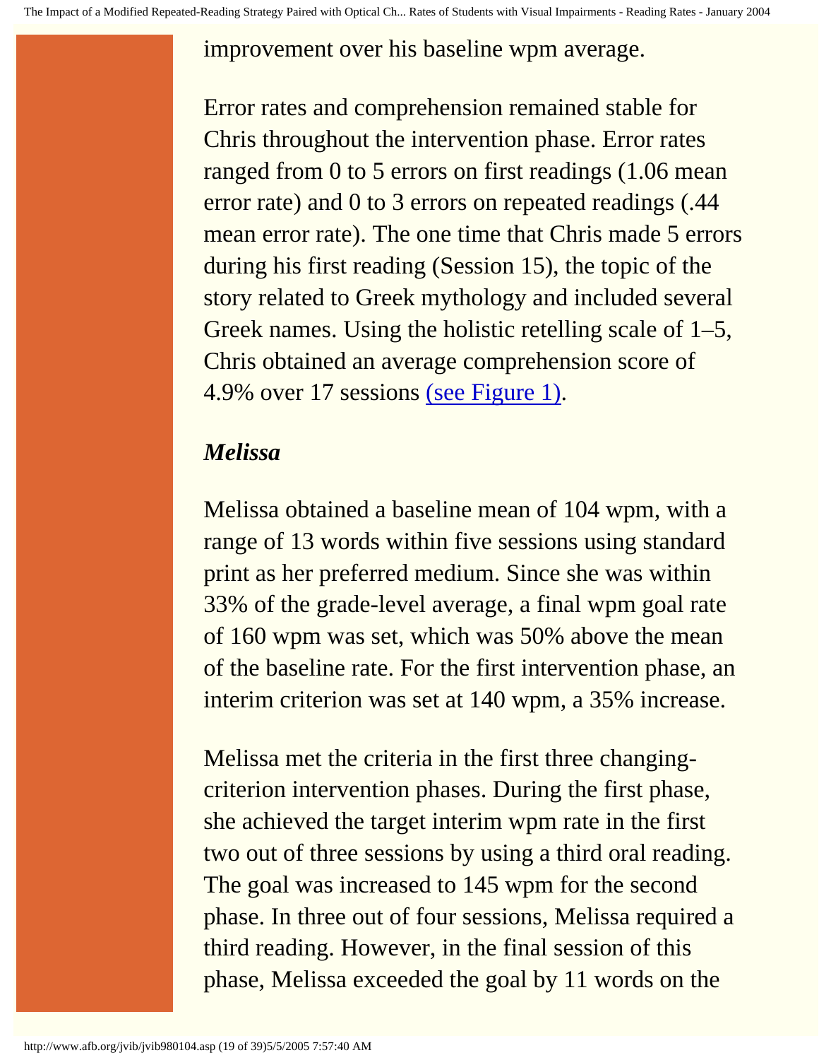improvement over his baseline wpm average.

Error rates and comprehension remained stable for Chris throughout the intervention phase. Error rates ranged from 0 to 5 errors on first readings (1.06 mean error rate) and 0 to 3 errors on repeated readings (.44 mean error rate). The one time that Chris made 5 errors during his first reading (Session 15), the topic of the story related to Greek mythology and included several Greek names. Using the holistic retelling scale of 1–5, Chris obtained an average comprehension score of 4.9% over 17 sessions [(see Figure 1)](#).

### *Melissa*

Melissa obtained a baseline mean of 104 wpm, with a range of 13 words within five sessions using standard print as her preferred medium. Since she was within 33% of the grade-level average, a final wpm goal rate of 160 wpm was set, which was 50% above the mean of the baseline rate. For the first intervention phase, an interim criterion was set at 140 wpm, a 35% increase.

Melissa met the criteria in the first three changing-criterion intervention phases. During the first phase, she achieved the target interim wpm rate in the first two out of three sessions by using a third oral reading. The goal was increased to 145 wpm for the second phase. In three out of four sessions, Melissa required a third reading. However, in the final session of this phase, Melissa exceeded the goal by 11 words on the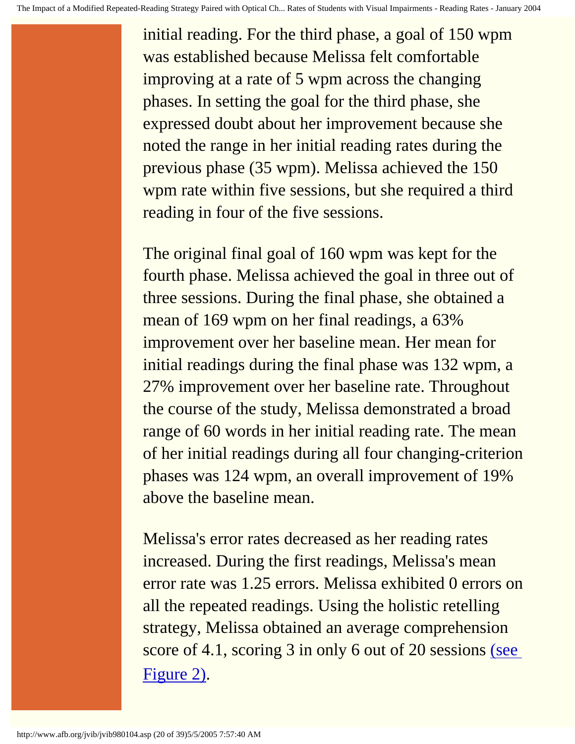initial reading. For the third phase, a goal of 150 wpm was established because Melissa felt comfortable improving at a rate of 5 wpm across the changing phases. In setting the goal for the third phase, she expressed doubt about her improvement because she noted the range in her initial reading rates during the previous phase (35 wpm). Melissa achieved the 150 wpm rate within five sessions, but she required a third reading in four of the five sessions.

The original final goal of 160 wpm was kept for the fourth phase. Melissa achieved the goal in three out of three sessions. During the final phase, she obtained a mean of 169 wpm on her final readings, a 63% improvement over her baseline mean. Her mean for initial readings during the final phase was 132 wpm, a 27% improvement over her baseline rate. Throughout the course of the study, Melissa demonstrated a broad range of 60 words in her initial reading rate. The mean of her initial readings during all four changing-criterion phases was 124 wpm, an overall improvement of 19% above the baseline mean.

Melissa's error rates decreased as her reading rates increased. During the first readings, Melissa's mean error rate was 1.25 errors. Melissa exhibited 0 errors on all the repeated readings. Using the holistic retelling strategy, Melissa obtained an average comprehension score of 4.1, scoring 3 in only 6 out of 20 sessions (see Figure 2).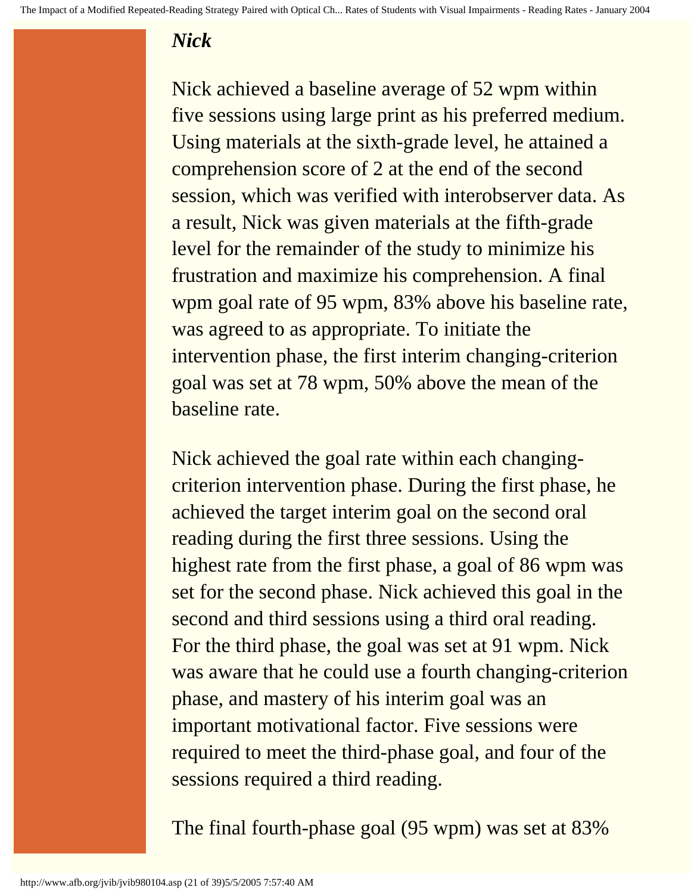### *Nick*

Nick achieved a baseline average of 52 wpm within five sessions using large print as his preferred medium. Using materials at the sixth-grade level, he attained a comprehension score of 2 at the end of the second session, which was verified with interobserver data. As a result, Nick was given materials at the fifth-grade level for the remainder of the study to minimize his frustration and maximize his comprehension. A final wpm goal rate of 95 wpm, 83% above his baseline rate, was agreed to as appropriate. To initiate the intervention phase, the first interim changing-criterion goal was set at 78 wpm, 50% above the mean of the baseline rate.

Nick achieved the goal rate within each changing-criterion intervention phase. During the first phase, he achieved the target interim goal on the second oral reading during the first three sessions. Using the highest rate from the first phase, a goal of 86 wpm was set for the second phase. Nick achieved this goal in the second and third sessions using a third oral reading. For the third phase, the goal was set at 91 wpm. Nick was aware that he could use a fourth changing-criterion phase, and mastery of his interim goal was an important motivational factor. Five sessions were required to meet the third-phase goal, and four of the sessions required a third reading.

The final fourth-phase goal (95 wpm) was set at 83%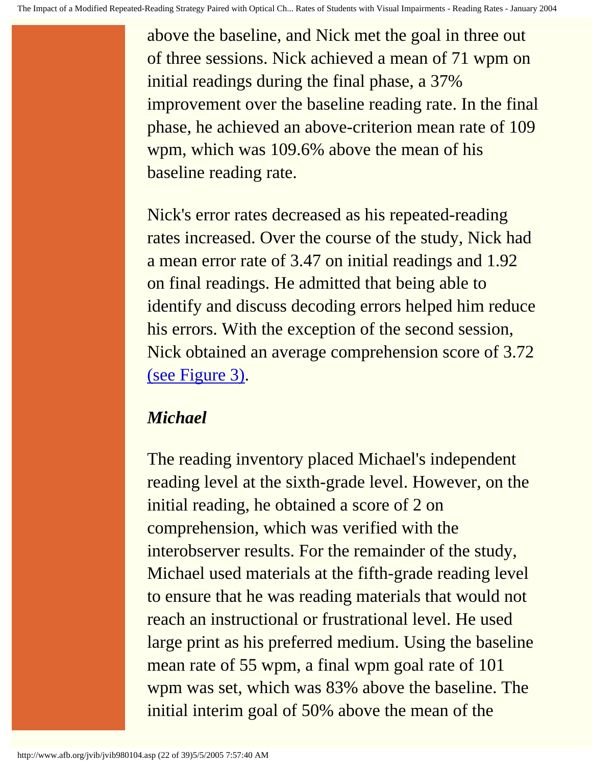above the baseline, and Nick met the goal in three out of three sessions. Nick achieved a mean of 71 wpm on initial readings during the final phase, a 37% improvement over the baseline reading rate. In the final phase, he achieved an above-criterion mean rate of 109 wpm, which was 109.6% above the mean of his baseline reading rate.

Nick's error rates decreased as his repeated-reading rates increased. Over the course of the study, Nick had a mean error rate of 3.47 on initial readings and 1.92 on final readings. He admitted that being able to identify and discuss decoding errors helped him reduce his errors. With the exception of the second session, Nick obtained an average comprehension score of 3.72 (see Figure 3).

### *Michael*

The reading inventory placed Michael's independent reading level at the sixth-grade level. However, on the initial reading, he obtained a score of 2 on comprehension, which was verified with the interobserver results. For the remainder of the study, Michael used materials at the fifth-grade reading level to ensure that he was reading materials that would not reach an instructional or frustrational level. He used large print as his preferred medium. Using the baseline mean rate of 55 wpm, a final wpm goal rate of 101 wpm was set, which was 83% above the baseline. The initial interim goal of 50% above the mean of the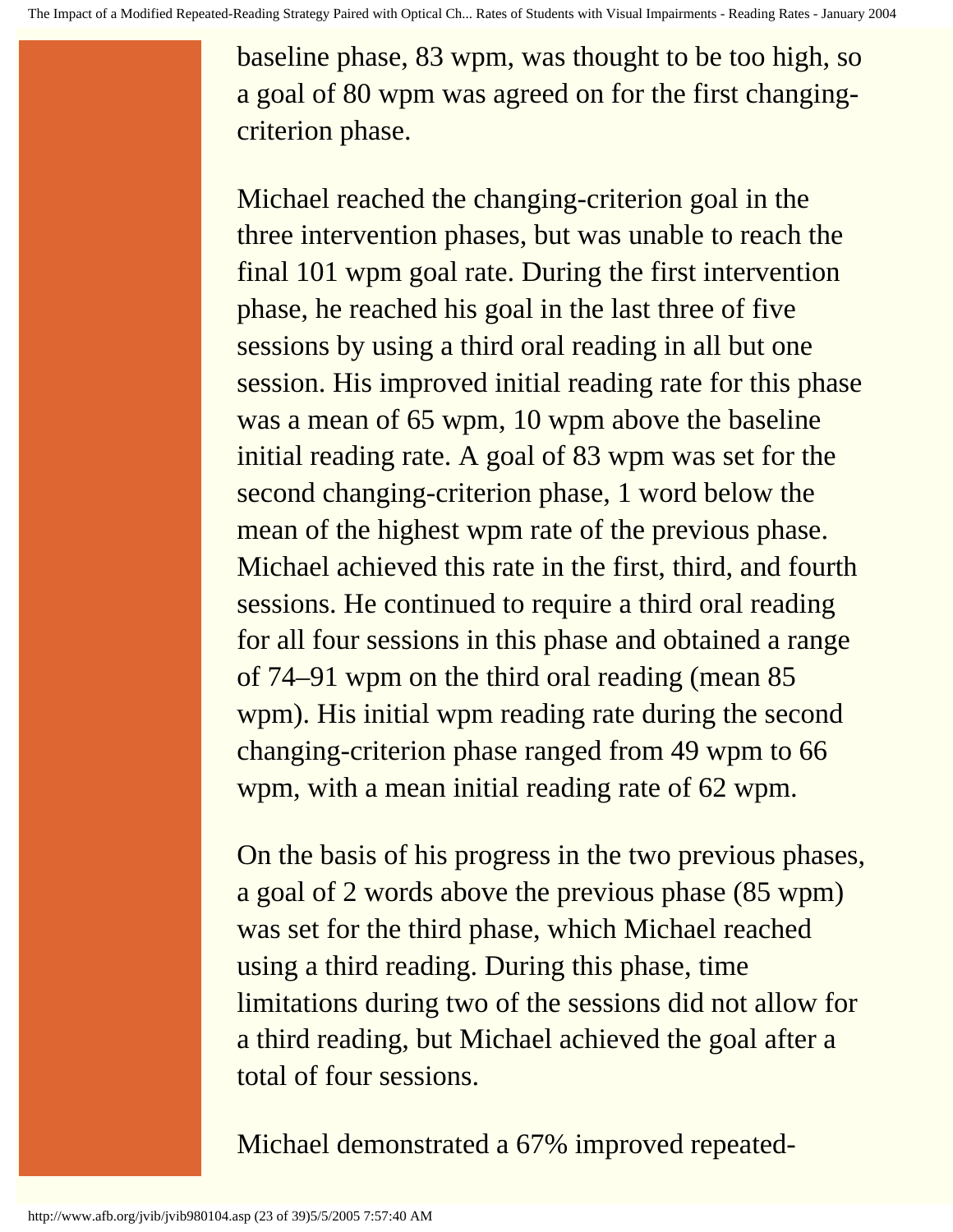baseline phase, 83 wpm, was thought to be too high, so a goal of 80 wpm was agreed on for the first changing-criterion phase.

Michael reached the changing-criterion goal in the three intervention phases, but was unable to reach the final 101 wpm goal rate. During the first intervention phase, he reached his goal in the last three of five sessions by using a third oral reading in all but one session. His improved initial reading rate for this phase was a mean of 65 wpm, 10 wpm above the baseline initial reading rate. A goal of 83 wpm was set for the second changing-criterion phase, 1 word below the mean of the highest wpm rate of the previous phase. Michael achieved this rate in the first, third, and fourth sessions. He continued to require a third oral reading for all four sessions in this phase and obtained a range of 74–91 wpm on the third oral reading (mean 85 wpm). His initial wpm reading rate during the second changing-criterion phase ranged from 49 wpm to 66 wpm, with a mean initial reading rate of 62 wpm.

On the basis of his progress in the two previous phases, a goal of 2 words above the previous phase (85 wpm) was set for the third phase, which Michael reached using a third reading. During this phase, time limitations during two of the sessions did not allow for a third reading, but Michael achieved the goal after a total of four sessions.

Michael demonstrated a 67% improved repeated-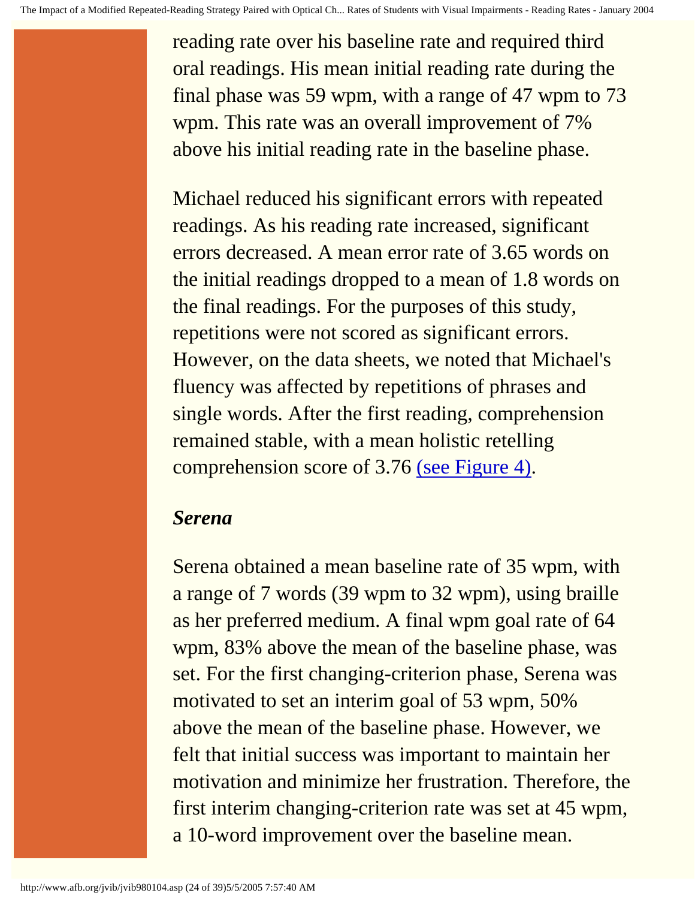reading rate over his baseline rate and required third oral readings. His mean initial reading rate during the final phase was 59 wpm, with a range of 47 wpm to 73 wpm. This rate was an overall improvement of 7% above his initial reading rate in the baseline phase.

Michael reduced his significant errors with repeated readings. As his reading rate increased, significant errors decreased. A mean error rate of 3.65 words on the initial readings dropped to a mean of 1.8 words on the final readings. For the purposes of this study, repetitions were not scored as significant errors. However, on the data sheets, we noted that Michael's fluency was affected by repetitions of phrases and single words. After the first reading, comprehension remained stable, with a mean holistic retelling comprehension score of 3.76 (see Figure 4).

### *Serena*

Serena obtained a mean baseline rate of 35 wpm, with a range of 7 words (39 wpm to 32 wpm), using braille as her preferred medium. A final wpm goal rate of 64 wpm, 83% above the mean of the baseline phase, was set. For the first changing-criterion phase, Serena was motivated to set an interim goal of 53 wpm, 50% above the mean of the baseline phase. However, we felt that initial success was important to maintain her motivation and minimize her frustration. Therefore, the first interim changing-criterion rate was set at 45 wpm, a 10-word improvement over the baseline mean.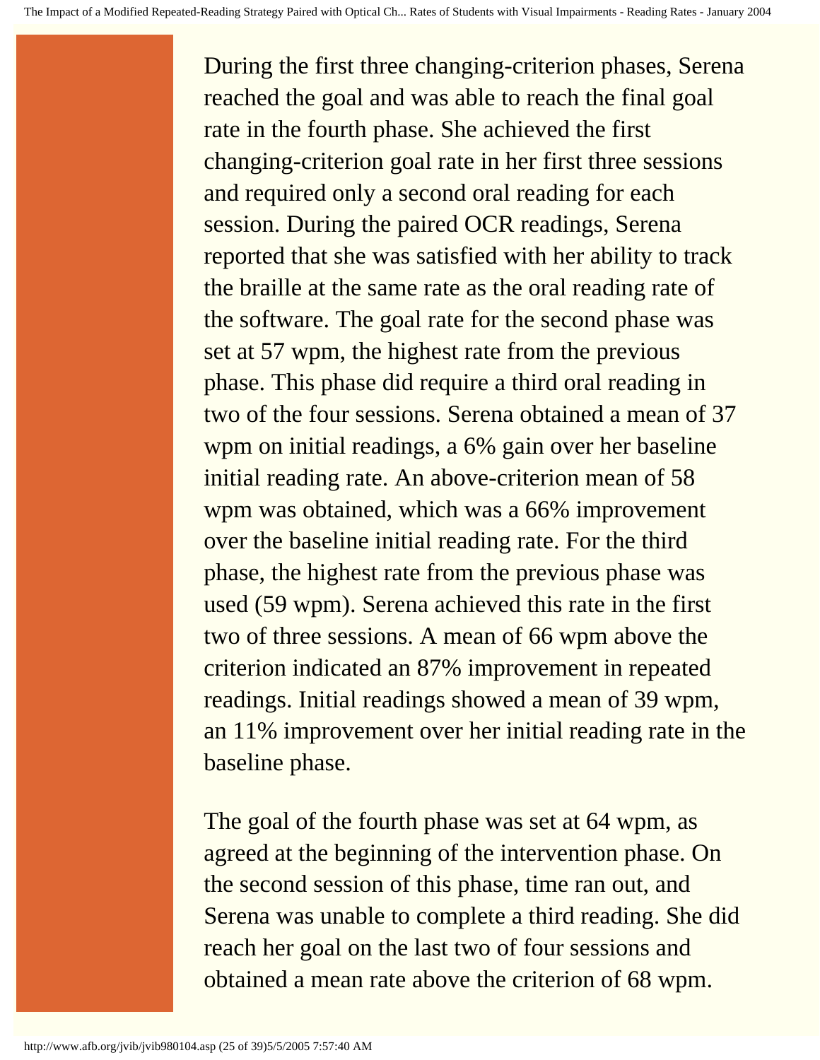During the first three changing-criterion phases, Serena reached the goal and was able to reach the final goal rate in the fourth phase. She achieved the first changing-criterion goal rate in her first three sessions and required only a second oral reading for each session. During the paired OCR readings, Serena reported that she was satisfied with her ability to track the braille at the same rate as the oral reading rate of the software. The goal rate for the second phase was set at 57 wpm, the highest rate from the previous phase. This phase did require a third oral reading in two of the four sessions. Serena obtained a mean of 37 wpm on initial readings, a 6% gain over her baseline initial reading rate. An above-criterion mean of 58 wpm was obtained, which was a 66% improvement over the baseline initial reading rate. For the third phase, the highest rate from the previous phase was used (59 wpm). Serena achieved this rate in the first two of three sessions. A mean of 66 wpm above the criterion indicated an 87% improvement in repeated readings. Initial readings showed a mean of 39 wpm, an 11% improvement over her initial reading rate in the baseline phase.

The goal of the fourth phase was set at 64 wpm, as agreed at the beginning of the intervention phase. On the second session of this phase, time ran out, and Serena was unable to complete a third reading. She did reach her goal on the last two of four sessions and obtained a mean rate above the criterion of 68 wpm.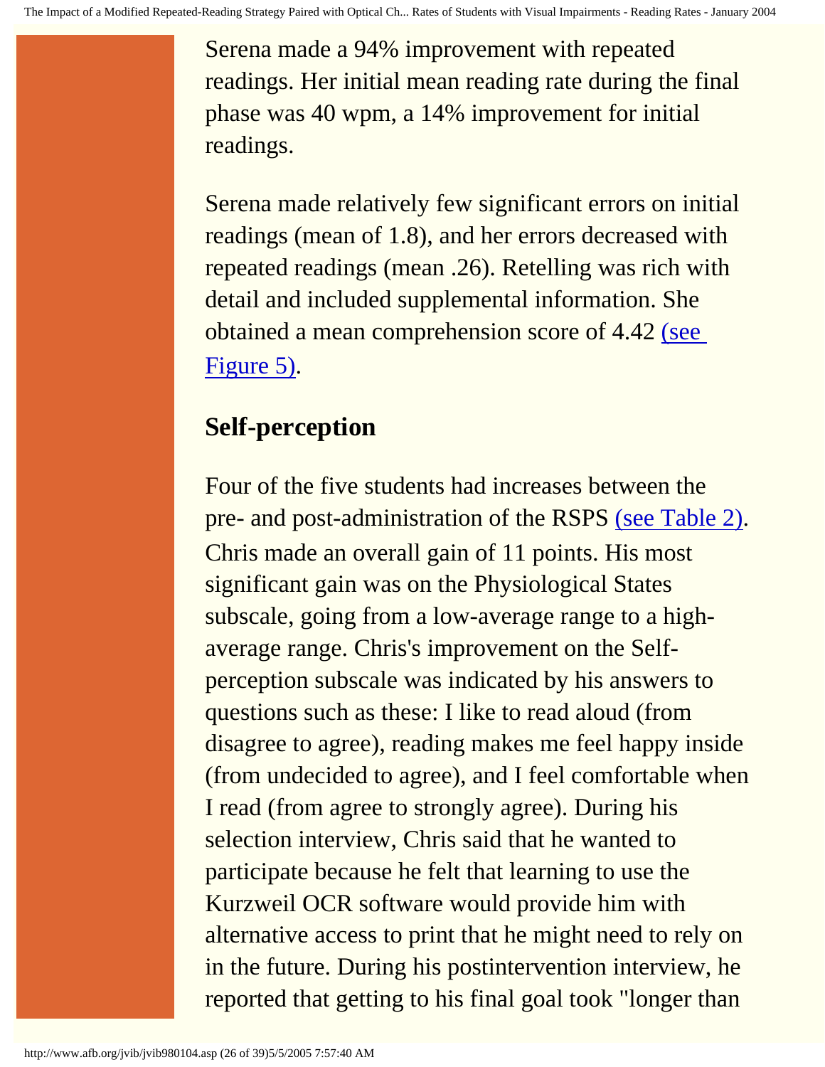Serena made a 94% improvement with repeated readings. Her initial mean reading rate during the final phase was 40 wpm, a 14% improvement for initial readings.

Serena made relatively few significant errors on initial readings (mean of 1.8), and her errors decreased with repeated readings (mean .26). Retelling was rich with detail and included supplemental information. She obtained a mean comprehension score of 4.42 (see Figure 5).

## Self-perception

Four of the five students had increases between the pre- and post-administration of the RSPS (see Table 2). Chris made an overall gain of 11 points. His most significant gain was on the Physiological States subscale, going from a low-average range to a high-average range. Chris's improvement on the Self-perception subscale was indicated by his answers to questions such as these: I like to read aloud (from disagree to agree), reading makes me feel happy inside (from undecided to agree), and I feel comfortable when I read (from agree to strongly agree). During his selection interview, Chris said that he wanted to participate because he felt that learning to use the Kurzweil OCR software would provide him with alternative access to print that he might need to rely on in the future. During his postintervention interview, he reported that getting to his final goal took "longer than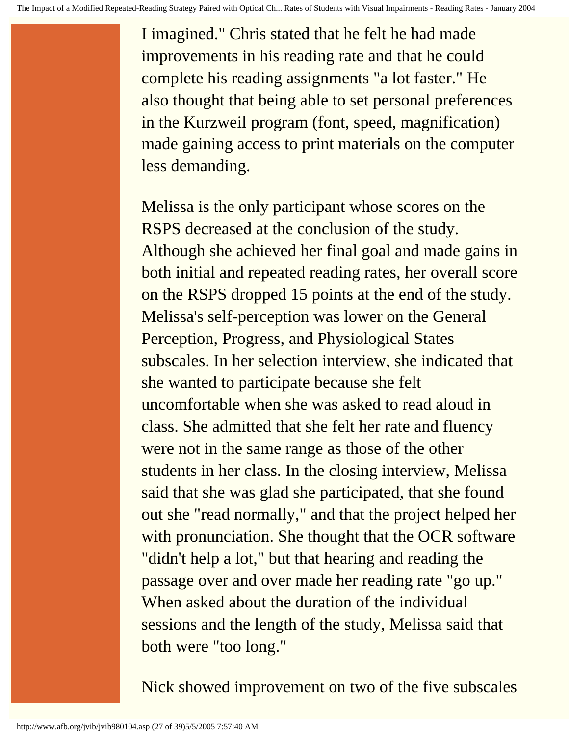I imagined." Chris stated that he felt he had made improvements in his reading rate and that he could complete his reading assignments "a lot faster." He also thought that being able to set personal preferences in the Kurzweil program (font, speed, magnification) made gaining access to print materials on the computer less demanding.

Melissa is the only participant whose scores on the RSPS decreased at the conclusion of the study. Although she achieved her final goal and made gains in both initial and repeated reading rates, her overall score on the RSPS dropped 15 points at the end of the study. Melissa's self-perception was lower on the General Perception, Progress, and Physiological States subscales. In her selection interview, she indicated that she wanted to participate because she felt uncomfortable when she was asked to read aloud in class. She admitted that she felt her rate and fluency were not in the same range as those of the other students in her class. In the closing interview, Melissa said that she was glad she participated, that she found out she "read normally," and that the project helped her with pronunciation. She thought that the OCR software "didn't help a lot," but that hearing and reading the passage over and over made her reading rate "go up." When asked about the duration of the individual sessions and the length of the study, Melissa said that both were "too long."

Nick showed improvement on two of the five subscales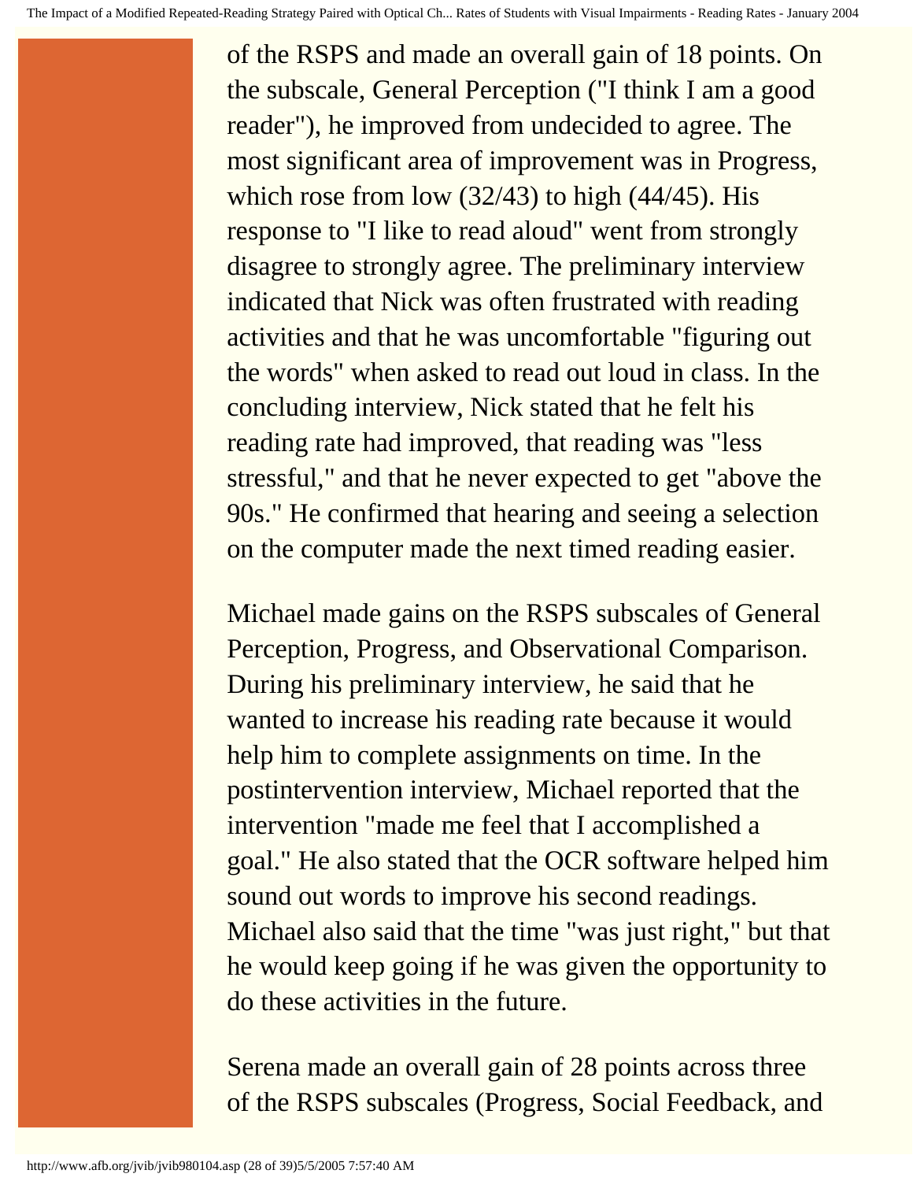of the RSPS and made an overall gain of 18 points. On the subscale, General Perception ("I think I am a good reader"), he improved from undecided to agree. The most significant area of improvement was in Progress, which rose from low (32/43) to high (44/45). His response to "I like to read aloud" went from strongly disagree to strongly agree. The preliminary interview indicated that Nick was often frustrated with reading activities and that he was uncomfortable "figuring out the words" when asked to read out loud in class. In the concluding interview, Nick stated that he felt his reading rate had improved, that reading was "less stressful," and that he never expected to get "above the 90s." He confirmed that hearing and seeing a selection on the computer made the next timed reading easier.

Michael made gains on the RSPS subscales of General Perception, Progress, and Observational Comparison. During his preliminary interview, he said that he wanted to increase his reading rate because it would help him to complete assignments on time. In the postintervention interview, Michael reported that the intervention "made me feel that I accomplished a goal." He also stated that the OCR software helped him sound out words to improve his second readings. Michael also said that the time "was just right," but that he would keep going if he was given the opportunity to do these activities in the future.

Serena made an overall gain of 28 points across three of the RSPS subscales (Progress, Social Feedback, and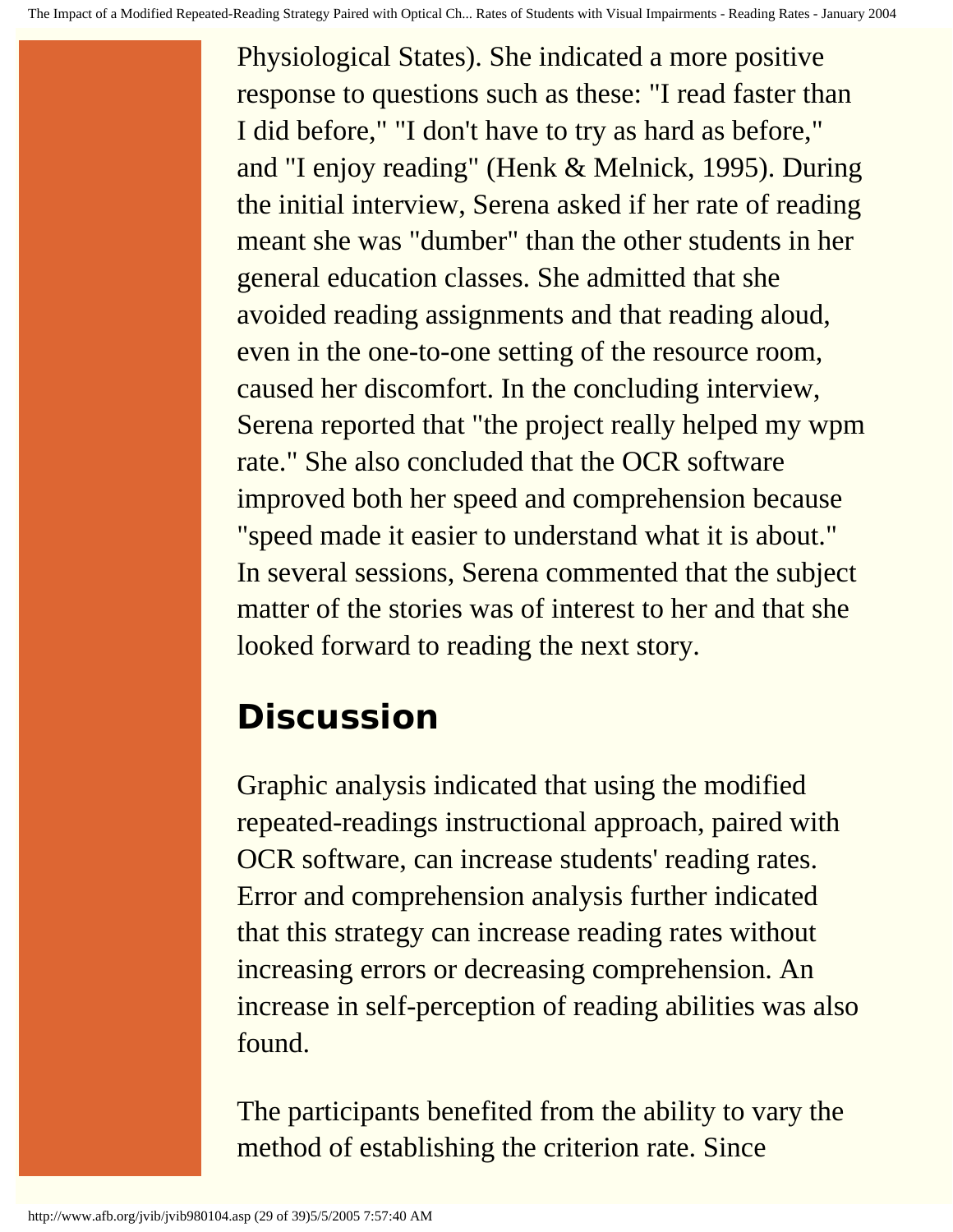Physiological States). She indicated a more positive response to questions such as these: "I read faster than I did before," "I don't have to try as hard as before," and "I enjoy reading" (Henk & Melnick, 1995). During the initial interview, Serena asked if her rate of reading meant she was "dumber" than the other students in her general education classes. She admitted that she avoided reading assignments and that reading aloud, even in the one-to-one setting of the resource room, caused her discomfort. In the concluding interview, Serena reported that "the project really helped my wpm rate." She also concluded that the OCR software improved both her speed and comprehension because "speed made it easier to understand what it is about." In several sessions, Serena commented that the subject matter of the stories was of interest to her and that she looked forward to reading the next story.

## Discussion

Graphic analysis indicated that using the modified repeated-readings instructional approach, paired with OCR software, can increase students' reading rates. Error and comprehension analysis further indicated that this strategy can increase reading rates without increasing errors or decreasing comprehension. An increase in self-perception of reading abilities was also found.

The participants benefited from the ability to vary the method of establishing the criterion rate. Since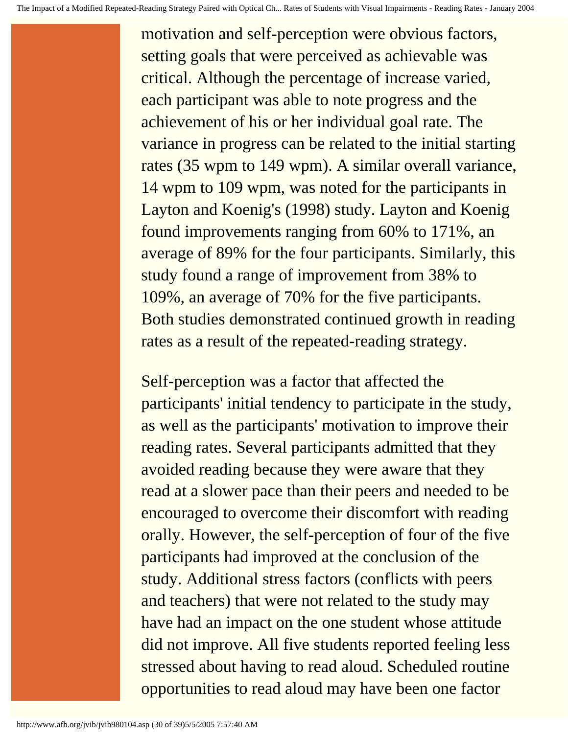motivation and self-perception were obvious factors, setting goals that were perceived as achievable was critical. Although the percentage of increase varied, each participant was able to note progress and the achievement of his or her individual goal rate. The variance in progress can be related to the initial starting rates (35 wpm to 149 wpm). A similar overall variance, 14 wpm to 109 wpm, was noted for the participants in Layton and Koenig's (1998) study. Layton and Koenig found improvements ranging from 60% to 171%, an average of 89% for the four participants. Similarly, this study found a range of improvement from 38% to 109%, an average of 70% for the five participants. Both studies demonstrated continued growth in reading rates as a result of the repeated-reading strategy.

Self-perception was a factor that affected the participants' initial tendency to participate in the study, as well as the participants' motivation to improve their reading rates. Several participants admitted that they avoided reading because they were aware that they read at a slower pace than their peers and needed to be encouraged to overcome their discomfort with reading orally. However, the self-perception of four of the five participants had improved at the conclusion of the study. Additional stress factors (conflicts with peers and teachers) that were not related to the study may have had an impact on the one student whose attitude did not improve. All five students reported feeling less stressed about having to read aloud. Scheduled routine opportunities to read aloud may have been one factor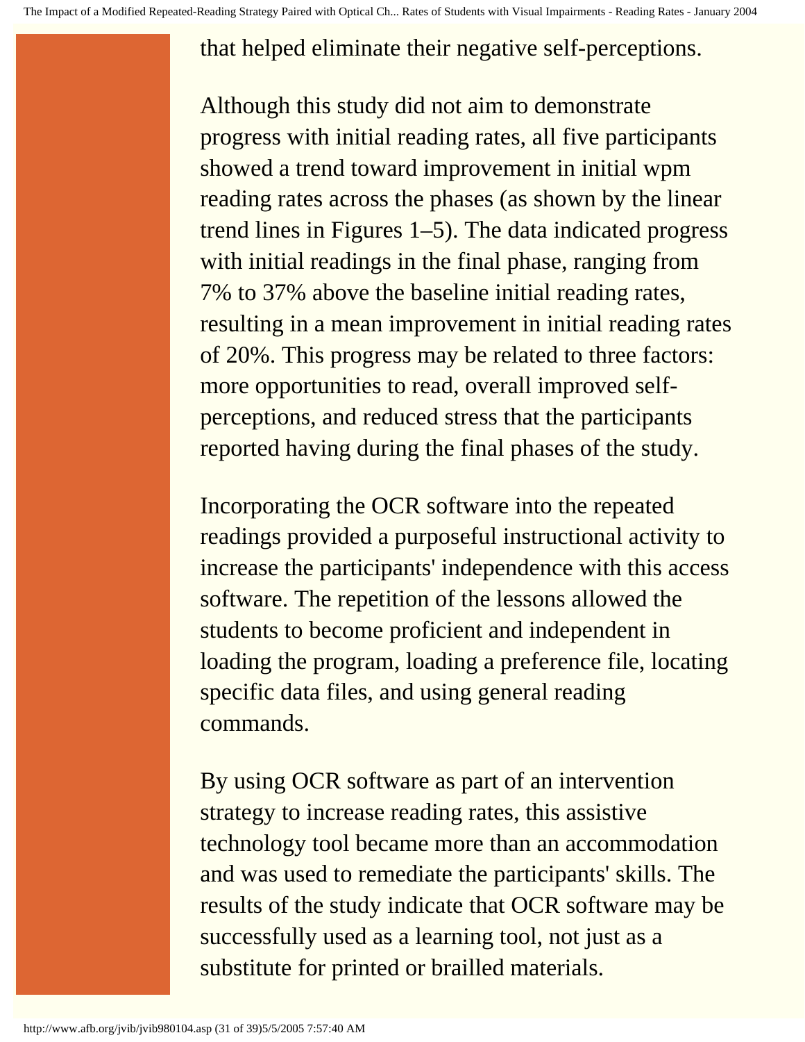that helped eliminate their negative self-perceptions.

Although this study did not aim to demonstrate progress with initial reading rates, all five participants showed a trend toward improvement in initial wpm reading rates across the phases (as shown by the linear trend lines in Figures 1–5). The data indicated progress with initial readings in the final phase, ranging from 7% to 37% above the baseline initial reading rates, resulting in a mean improvement in initial reading rates of 20%. This progress may be related to three factors: more opportunities to read, overall improved self-perceptions, and reduced stress that the participants reported having during the final phases of the study.

Incorporating the OCR software into the repeated readings provided a purposeful instructional activity to increase the participants' independence with this access software. The repetition of the lessons allowed the students to become proficient and independent in loading the program, loading a preference file, locating specific data files, and using general reading commands.

By using OCR software as part of an intervention strategy to increase reading rates, this assistive technology tool became more than an accommodation and was used to remediate the participants' skills. The results of the study indicate that OCR software may be successfully used as a learning tool, not just as a substitute for printed or brailled materials.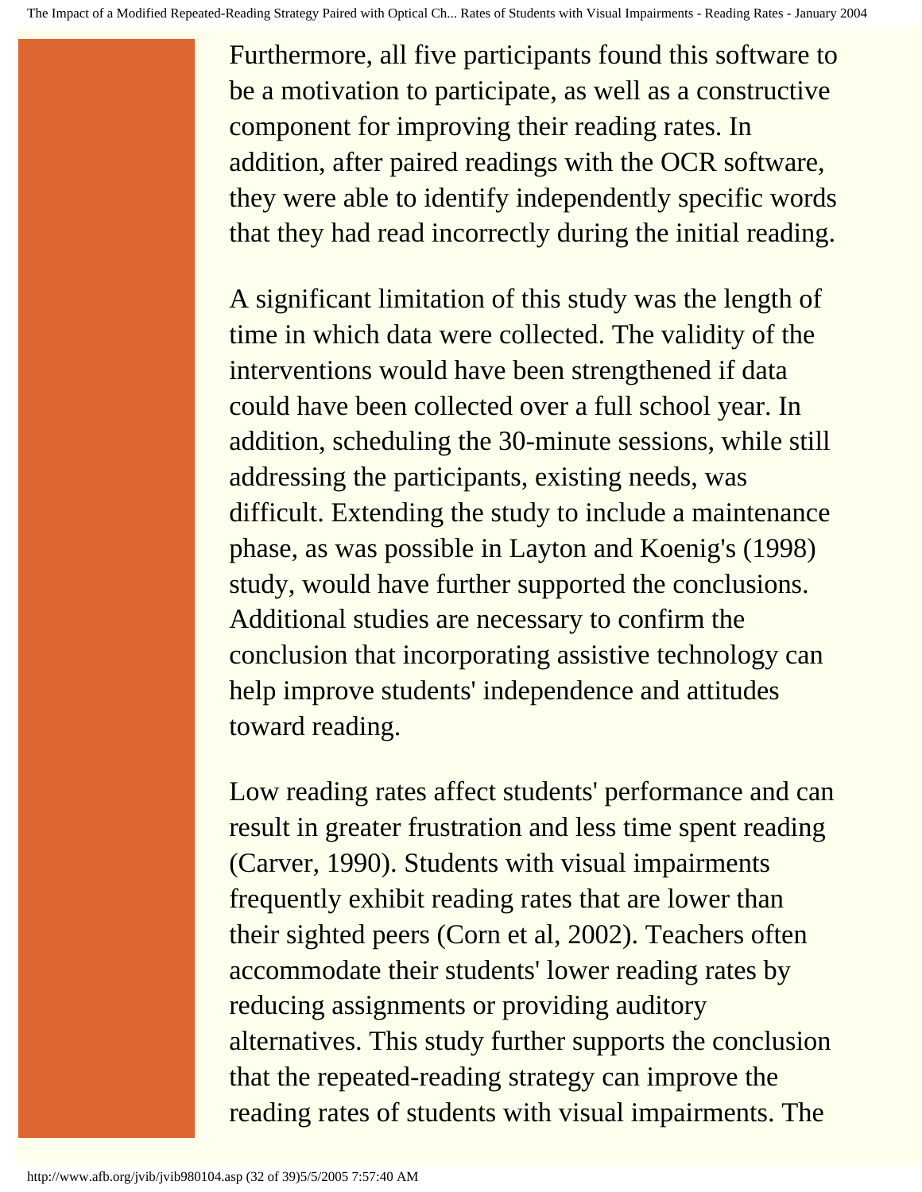Furthermore, all five participants found this software to be a motivation to participate, as well as a constructive component for improving their reading rates. In addition, after paired readings with the OCR software, they were able to identify independently specific words that they had read incorrectly during the initial reading.

A significant limitation of this study was the length of time in which data were collected. The validity of the interventions would have been strengthened if data could have been collected over a full school year. In addition, scheduling the 30-minute sessions, while still addressing the participants, existing needs, was difficult. Extending the study to include a maintenance phase, as was possible in Layton and Koenig's (1998) study, would have further supported the conclusions. Additional studies are necessary to confirm the conclusion that incorporating assistive technology can help improve students' independence and attitudes toward reading.

Low reading rates affect students' performance and can result in greater frustration and less time spent reading (Carver, 1990). Students with visual impairments frequently exhibit reading rates that are lower than their sighted peers (Corn et al, 2002). Teachers often accommodate their students' lower reading rates by reducing assignments or providing auditory alternatives. This study further supports the conclusion that the repeated-reading strategy can improve the reading rates of students with visual impairments. The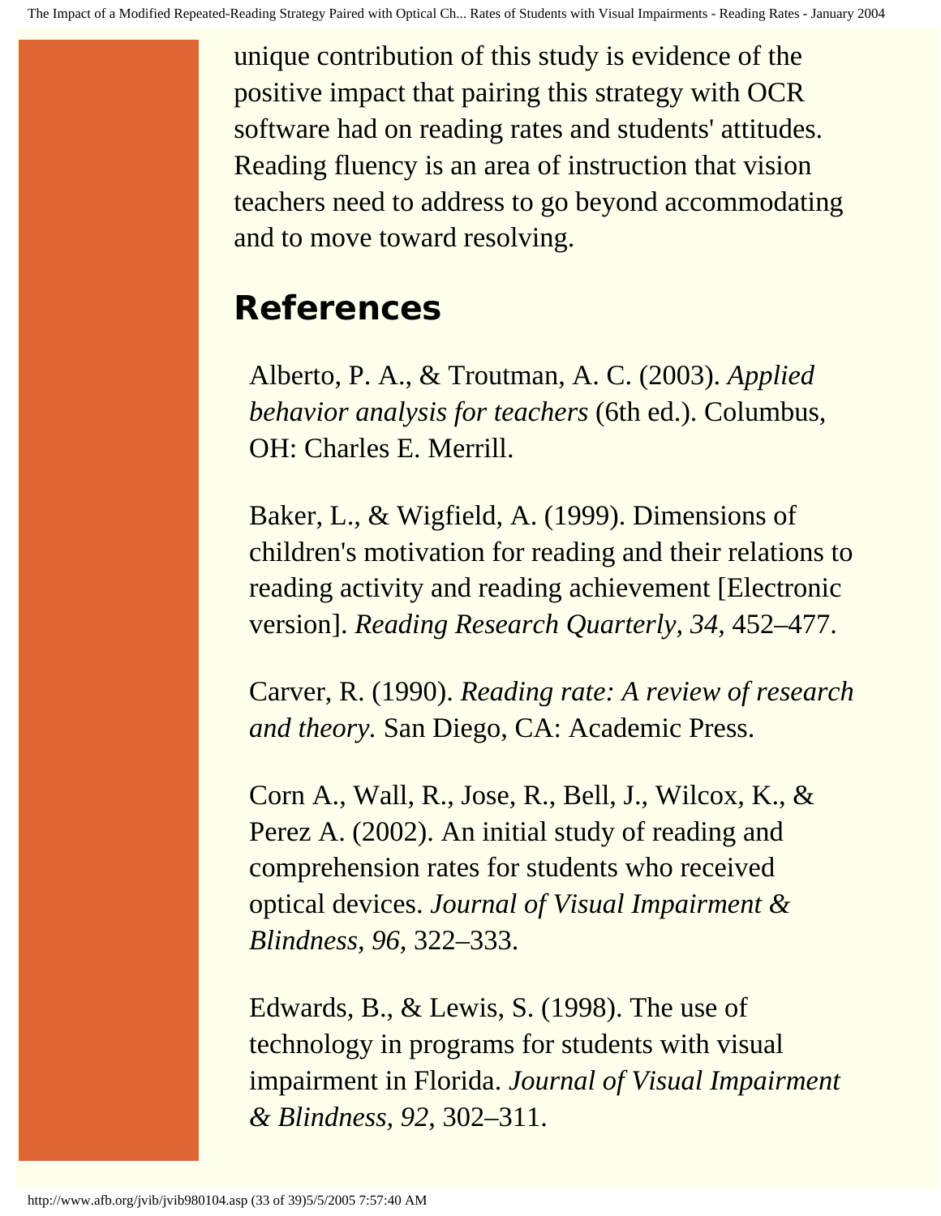unique contribution of this study is evidence of the positive impact that pairing this strategy with OCR software had on reading rates and students' attitudes. Reading fluency is an area of instruction that vision teachers need to address to go beyond accommodating and to move toward resolving.

## References

Alberto, P. A., & Troutman, A. C. (2003). *Applied behavior analysis for teachers* (6th ed.). Columbus, OH: Charles E. Merrill.

Baker, L., & Wigfield, A. (1999). Dimensions of children's motivation for reading and their relations to reading activity and reading achievement [Electronic version]. *Reading Research Quarterly, 34,* 452–477.

Carver, R. (1990). *Reading rate: A review of research and theory.* San Diego, CA: Academic Press.

Corn A., Wall, R., Jose, R., Bell, J., Wilcox, K., & Perez A. (2002). An initial study of reading and comprehension rates for students who received optical devices. *Journal of Visual Impairment & Blindness, 96,* 322–333.

Edwards, B., & Lewis, S. (1998). The use of technology in programs for students with visual impairment in Florida. *Journal of Visual Impairment & Blindness, 92*, 302–311.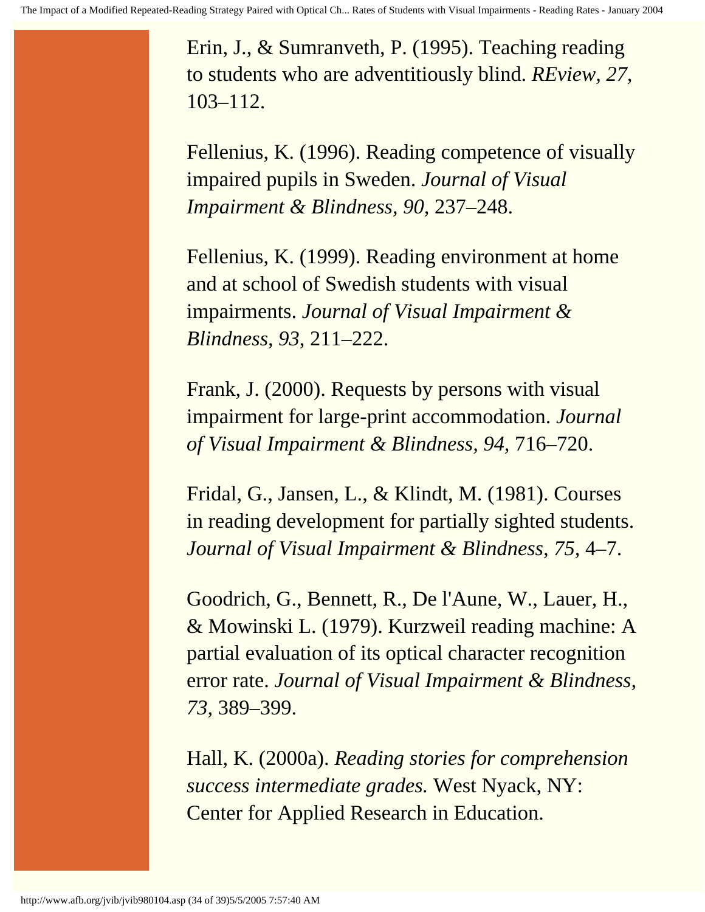Erin, J., & Sumranveth, P. (1995). Teaching reading to students who are adventitiously blind. *REview, 27,* 103–112.

Fellenius, K. (1996). Reading competence of visually impaired pupils in Sweden. *Journal of Visual Impairment & Blindness, 90,* 237–248.

Fellenius, K. (1999). Reading environment at home and at school of Swedish students with visual impairments. *Journal of Visual Impairment & Blindness, 93,* 211–222.

Frank, J. (2000). Requests by persons with visual impairment for large-print accommodation. *Journal of Visual Impairment & Blindness, 94,* 716–720.

Fridal, G., Jansen, L., & Klindt, M. (1981). Courses in reading development for partially sighted students. *Journal of Visual Impairment & Blindness, 75,* 4–7.

Goodrich, G., Bennett, R., De l'Aune, W., Lauer, H., & Mowinski L. (1979). Kurzweil reading machine: A partial evaluation of its optical character recognition error rate. *Journal of Visual Impairment & Blindness, 73,* 389–399.

Hall, K. (2000a). *Reading stories for comprehension success intermediate grades.* West Nyack, NY: Center for Applied Research in Education.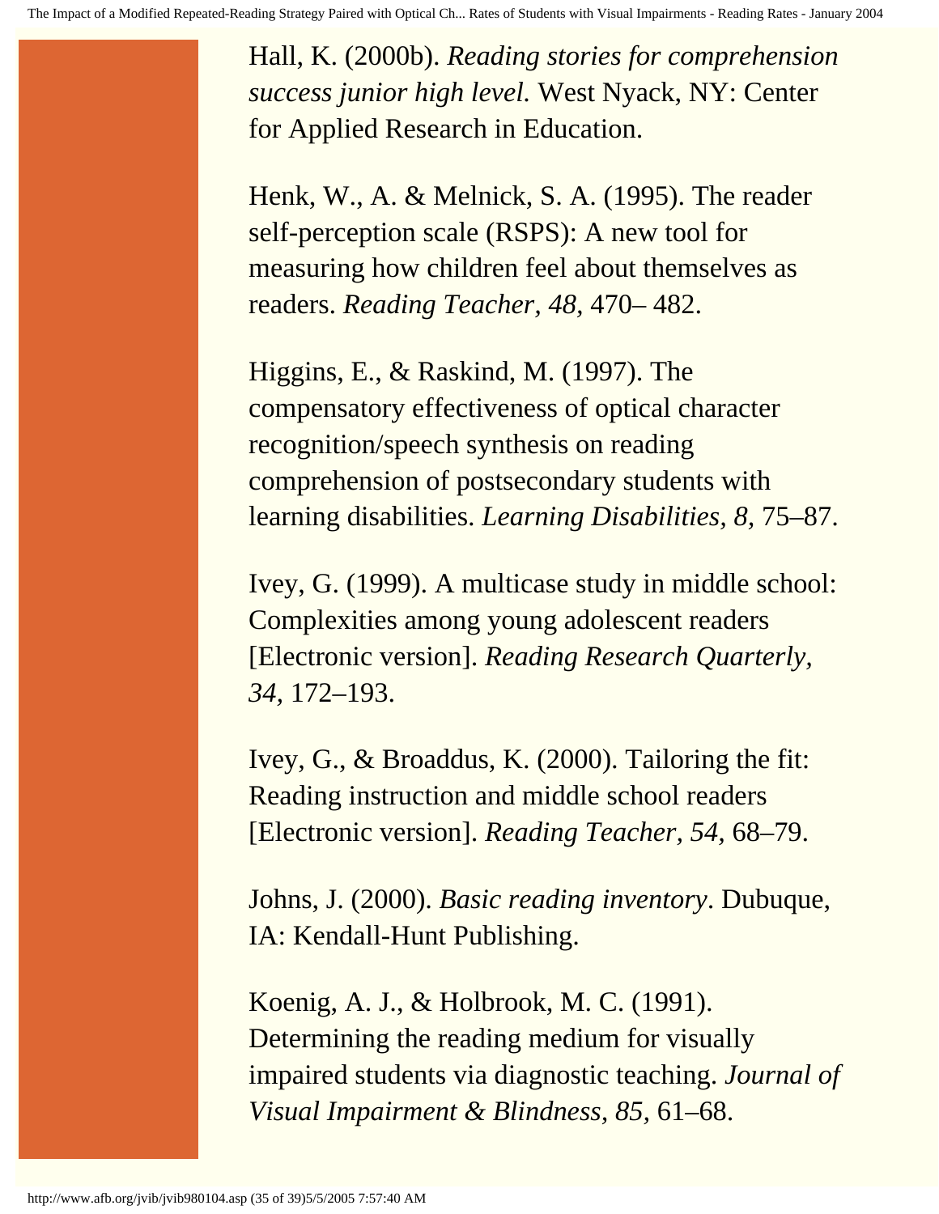Hall, K. (2000b). *Reading stories for comprehension success junior high level.* West Nyack, NY: Center for Applied Research in Education.

Henk, W., A. & Melnick, S. A. (1995). The reader self-perception scale (RSPS): A new tool for measuring how children feel about themselves as readers. *Reading Teacher, 48,* 470– 482.

Higgins, E., & Raskind, M. (1997). The compensatory effectiveness of optical character recognition/speech synthesis on reading comprehension of postsecondary students with learning disabilities. *Learning Disabilities, 8,* 75–87.

Ivey, G. (1999). A multicase study in middle school: Complexities among young adolescent readers [Electronic version]. *Reading Research Quarterly, 34,* 172–193.

Ivey, G., & Broaddus, K. (2000). Tailoring the fit: Reading instruction and middle school readers [Electronic version]. *Reading Teacher, 54,* 68–79.

Johns, J. (2000). *Basic reading inventory*. Dubuque, IA: Kendall-Hunt Publishing.

Koenig, A. J., & Holbrook, M. C. (1991). Determining the reading medium for visually impaired students via diagnostic teaching. *Journal of Visual Impairment & Blindness, 85,* 61–68.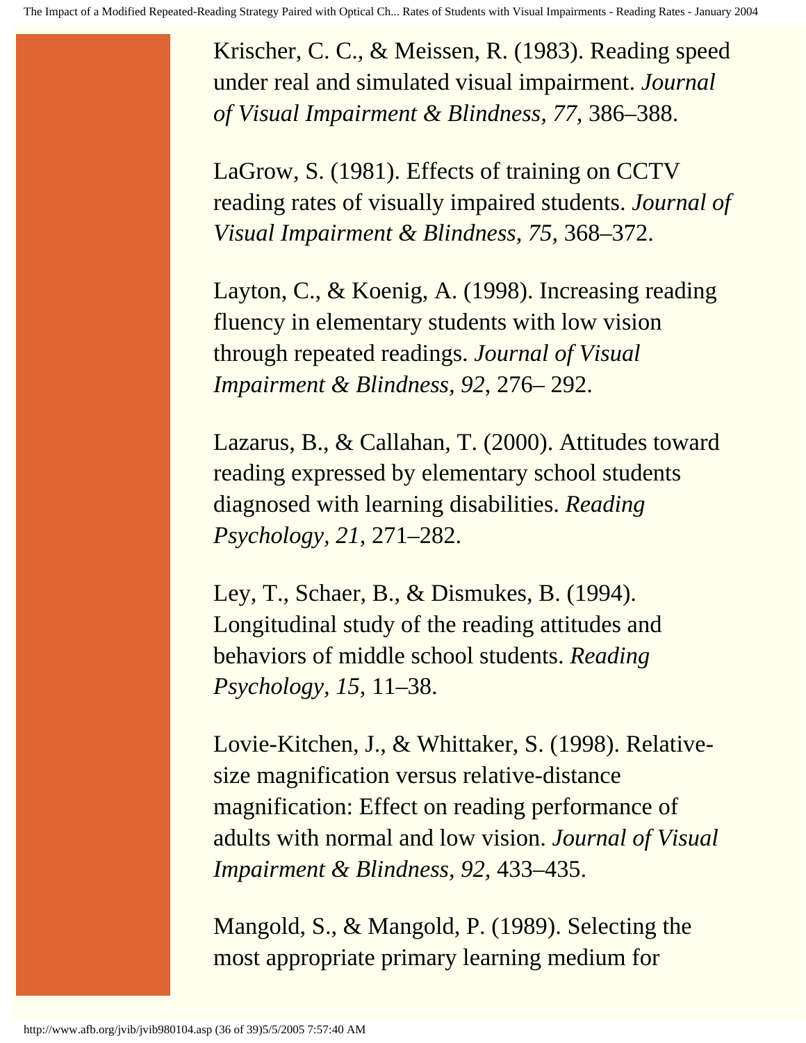Krischer, C. C., & Meissen, R. (1983). Reading speed under real and simulated visual impairment. *Journal of Visual Impairment & Blindness, 77,* 386–388.

LaGrow, S. (1981). Effects of training on CCTV reading rates of visually impaired students. *Journal of Visual Impairment & Blindness, 75,* 368–372.

Layton, C., & Koenig, A. (1998). Increasing reading fluency in elementary students with low vision through repeated readings. *Journal of Visual Impairment & Blindness, 92,* 276– 292.

Lazarus, B., & Callahan, T. (2000). Attitudes toward reading expressed by elementary school students diagnosed with learning disabilities. *Reading Psychology, 21,* 271–282.

Ley, T., Schaer, B., & Dismukes, B. (1994). Longitudinal study of the reading attitudes and behaviors of middle school students. *Reading Psychology, 15,* 11–38.

Lovie-Kitchen, J., & Whittaker, S. (1998). Relative-size magnification versus relative-distance magnification: Effect on reading performance of adults with normal and low vision. *Journal of Visual Impairment & Blindness, 92,* 433–435.

Mangold, S., & Mangold, P. (1989). Selecting the most appropriate primary learning medium for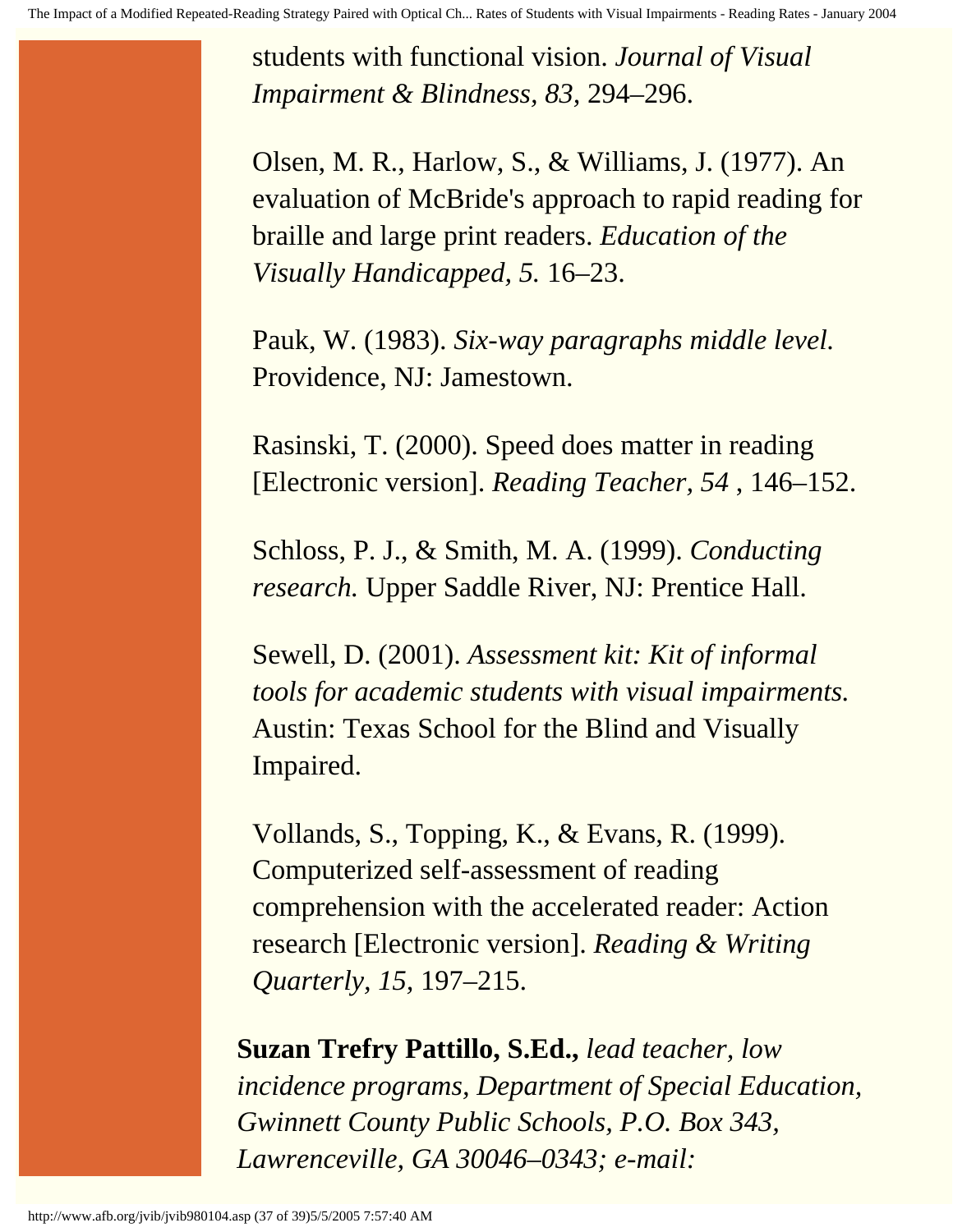students with functional vision. *Journal of Visual Impairment & Blindness, 83,* 294–296.

Olsen, M. R., Harlow, S., & Williams, J. (1977). An evaluation of McBride's approach to rapid reading for braille and large print readers. *Education of the Visually Handicapped, 5.* 16–23.

Pauk, W. (1983). *Six-way paragraphs middle level.* Providence, NJ: Jamestown.

Rasinski, T. (2000). Speed does matter in reading [Electronic version]. *Reading Teacher, 54* , 146–152.

Schloss, P. J., & Smith, M. A. (1999). *Conducting research.* Upper Saddle River, NJ: Prentice Hall.

Sewell, D. (2001). *Assessment kit: Kit of informal tools for academic students with visual impairments.* Austin: Texas School for the Blind and Visually Impaired.

Vollands, S., Topping, K., & Evans, R. (1999). Computerized self-assessment of reading comprehension with the accelerated reader: Action research [Electronic version]. *Reading & Writing Quarterly, 15,* 197–215.

**Suzan Trefry Pattillo, S.Ed.,** *lead teacher, low incidence programs, Department of Special Education, Gwinnett County Public Schools, P.O. Box 343, Lawrenceville, GA 30046–0343; e-mail:*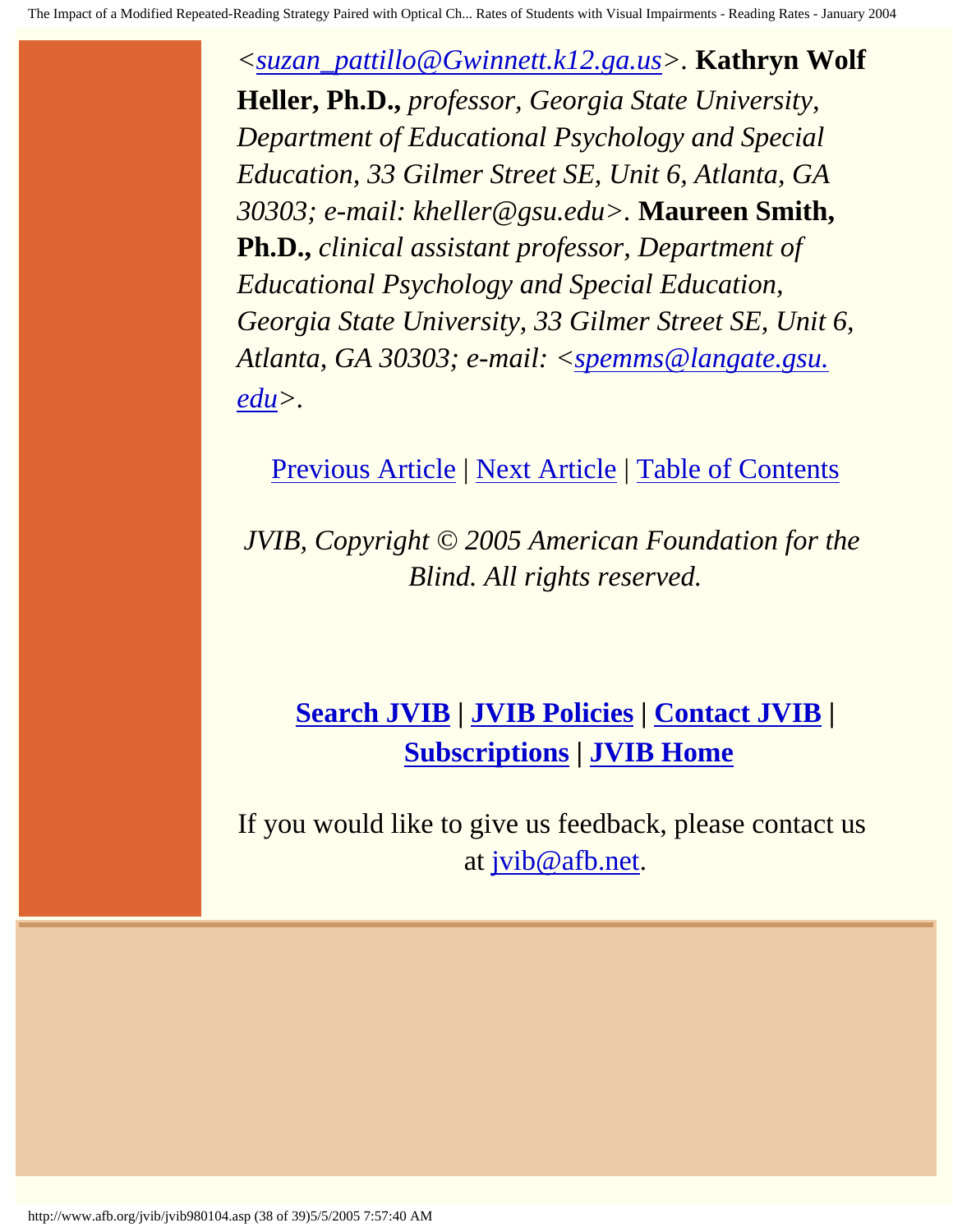<*suzan_pattillo@Gwinnett.k12.ga.us*>. **Kathryn Wolf Heller, Ph.D.,** *professor, Georgia State University, Department of Educational Psychology and Special Education, 33 Gilmer Street SE, Unit 6, Atlanta, GA 30303; e-mail: kheller@gsu.edu>.* **Maureen Smith, Ph.D.,** *clinical assistant professor, Department of Educational Psychology and Special Education, Georgia State University, 33 Gilmer Street SE, Unit 6, Atlanta, GA 30303; e-mail: <spemms@langate.gsu.edu>.*

Previous Article | Next Article | Table of Contents

*JVIB, Copyright © 2005 American Foundation for the Blind. All rights reserved.*

**Search JVIB** | **JVIB Policies** | **Contact JVIB** | **Subscriptions** | **JVIB Home**

If you would like to give us feedback, please contact us at jvib@afb.net.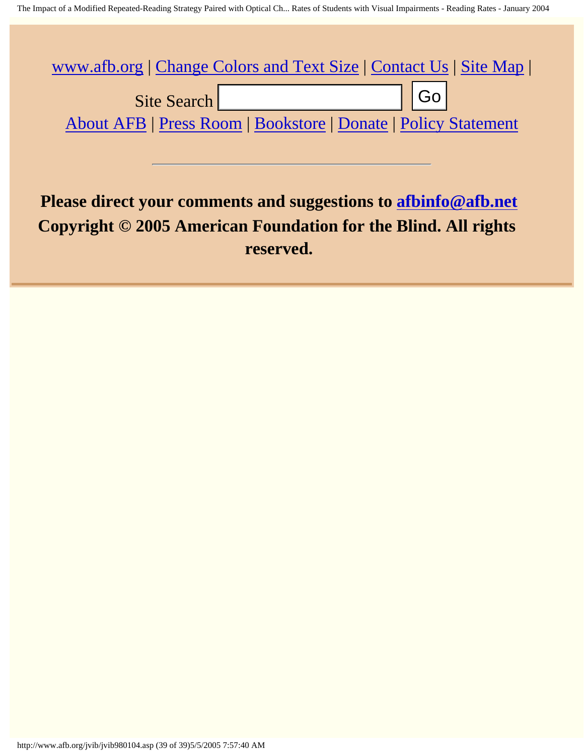www.afb.org | Change Colors and Text Size | Contact Us | Site Map |

Site Search Go

About AFB | Press Room | Bookstore | Donate | Policy Statement

---

**Please direct your comments and suggestions to afbinfo@afb.net**
**Copyright © 2005 American Foundation for the Blind. All rights reserved.**